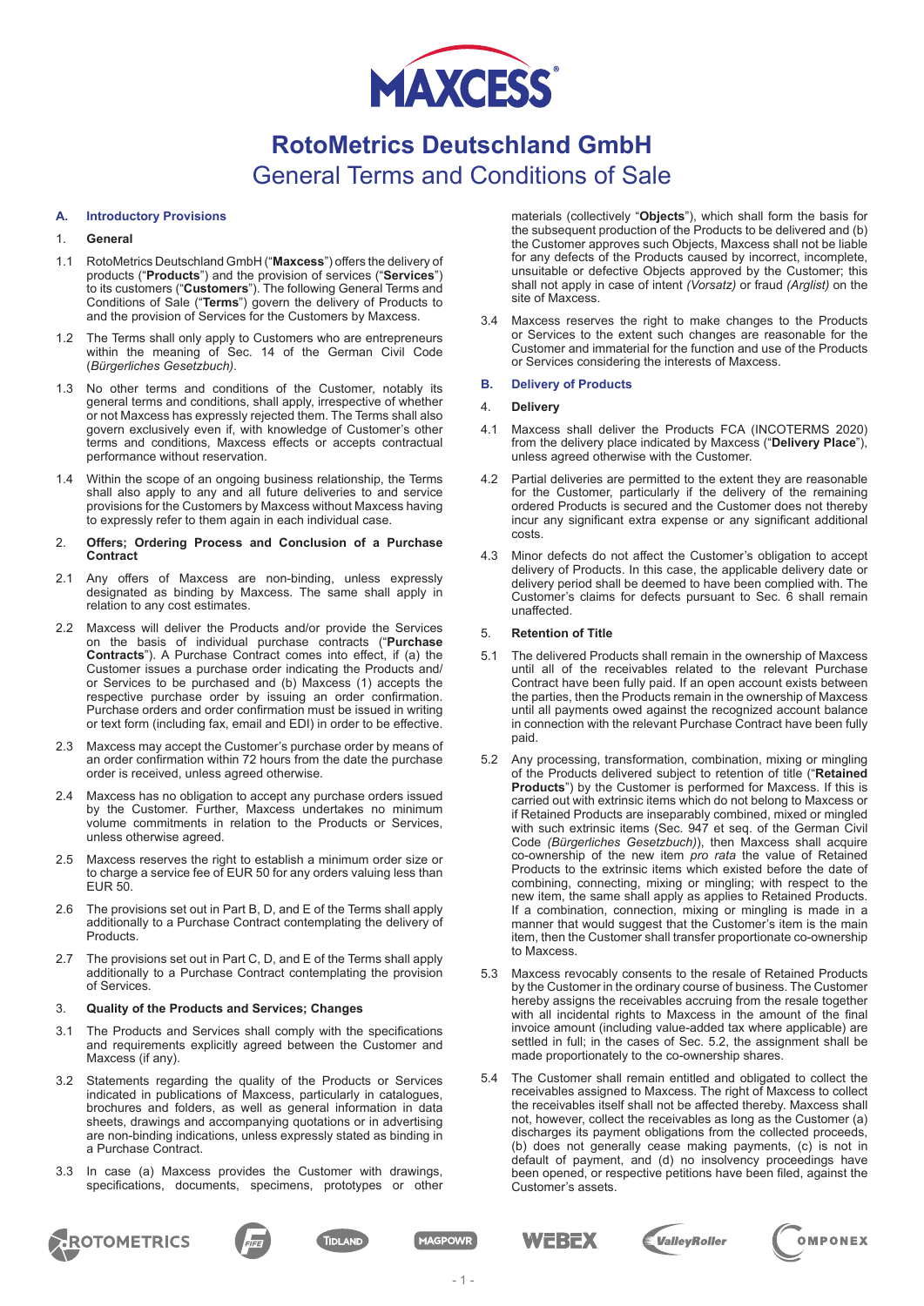# RotoMetrics Deutschland GmbH
## General Terms and Conditions of Sale

### A. Introductory Provisions

#### 1. General

1.1 RotoMetrics Deutschland GmbH ("**Maxcess**") offers the delivery of products ("**Products**") and the provision of services ("**Services**") to its customers ("**Customers**"). The following General Terms and Conditions of Sale ("**Terms**") govern the delivery of Products to and the provision of Services for the Customers by Maxcess.

1.2 The Terms shall only apply to Customers who are entrepreneurs within the meaning of Sec. 14 of the German Civil Code (*Bürgerliches Gesetzbuch)*.

1.3 No other terms and conditions of the Customer, notably its general terms and conditions, shall apply, irrespective of whether or not Maxcess has expressly rejected them. The Terms shall also govern exclusively even if, with knowledge of Customer's other terms and conditions, Maxcess effects or accepts contractual performance without reservation.

1.4 Within the scope of an ongoing business relationship, the Terms shall also apply to any and all future deliveries to and service provisions for the Customers by Maxcess without Maxcess having to expressly refer to them again in each individual case.

#### 2. Offers; Ordering Process and Conclusion of a Purchase Contract

2.1 Any offers of Maxcess are non-binding, unless expressly designated as binding by Maxcess. The same shall apply in relation to any cost estimates.

2.2 Maxcess will deliver the Products and/or provide the Services on the basis of individual purchase contracts ("**Purchase Contracts**"). A Purchase Contract comes into effect, if (a) the Customer issues a purchase order indicating the Products and/or Services to be purchased and (b) Maxcess (1) accepts the respective purchase order by issuing an order confirmation. Purchase orders and order confirmation must be issued in writing or text form (including fax, email and EDI) in order to be effective.

2.3 Maxcess may accept the Customer's purchase order by means of an order confirmation within 72 hours from the date the purchase order is received, unless agreed otherwise.

2.4 Maxcess has no obligation to accept any purchase orders issued by the Customer. Further, Maxcess undertakes no minimum volume commitments in relation to the Products or Services, unless otherwise agreed.

2.5 Maxcess reserves the right to establish a minimum order size or to charge a service fee of EUR 50 for any orders valuing less than EUR 50.

2.6 The provisions set out in Part B, D, and E of the Terms shall apply additionally to a Purchase Contract contemplating the delivery of Products.

2.7 The provisions set out in Part C, D, and E of the Terms shall apply additionally to a Purchase Contract contemplating the provision of Services.

#### 3. Quality of the Products and Services; Changes

3.1 The Products and Services shall comply with the specifications and requirements explicitly agreed between the Customer and Maxcess (if any).

3.2 Statements regarding the quality of the Products or Services indicated in publications of Maxcess, particularly in catalogues, brochures and folders, as well as general information in data sheets, drawings and accompanying quotations or in advertising are non-binding indications, unless expressly stated as binding in a Purchase Contract.

3.3 In case (a) Maxcess provides the Customer with drawings, specifications, documents, specimens, prototypes or other materials (collectively "**Objects**"), which shall form the basis for the subsequent production of the Products to be delivered and (b) the Customer approves such Objects, Maxcess shall not be liable for any defects of the Products caused by incorrect, incomplete, unsuitable or defective Objects approved by the Customer; this shall not apply in case of intent *(Vorsatz)* or fraud *(Arglist)* on the site of Maxcess.

3.4 Maxcess reserves the right to make changes to the Products or Services to the extent such changes are reasonable for the Customer and immaterial for the function and use of the Products or Services considering the interests of Maxcess.

### B. Delivery of Products

#### 4. Delivery

4.1 Maxcess shall deliver the Products FCA (INCOTERMS 2020) from the delivery place indicated by Maxcess ("**Delivery Place**"), unless agreed otherwise with the Customer.

4.2 Partial deliveries are permitted to the extent they are reasonable for the Customer, particularly if the delivery of the remaining ordered Products is secured and the Customer does not thereby incur any significant extra expense or any significant additional costs.

4.3 Minor defects do not affect the Customer's obligation to accept delivery of Products. In this case, the applicable delivery date or delivery period shall be deemed to have been complied with. The Customer's claims for defects pursuant to Sec. 6 shall remain unaffected.

#### 5. Retention of Title

5.1 The delivered Products shall remain in the ownership of Maxcess until all of the receivables related to the relevant Purchase Contract have been fully paid. If an open account exists between the parties, then the Products remain in the ownership of Maxcess until all payments owed against the recognized account balance in connection with the relevant Purchase Contract have been fully paid.

5.2 Any processing, transformation, combination, mixing or mingling of the Products delivered subject to retention of title ("**Retained Products**") by the Customer is performed for Maxcess. If this is carried out with extrinsic items which do not belong to Maxcess or if Retained Products are inseparably combined, mixed or mingled with such extrinsic items (Sec. 947 et seq. of the German Civil Code *(Bürgerliches Gesetzbuch)*), then Maxcess shall acquire co-ownership of the new item *pro rata* the value of Retained Products to the extrinsic items which existed before the date of combining, connecting, mixing or mingling; with respect to the new item, the same shall apply as applies to Retained Products. If a combination, connection, mixing or mingling is made in a manner that would suggest that the Customer's item is the main item, then the Customer shall transfer proportionate co-ownership to Maxcess.

5.3 Maxcess revocably consents to the resale of Retained Products by the Customer in the ordinary course of business. The Customer hereby assigns the receivables accruing from the resale together with all incidental rights to Maxcess in the amount of the final invoice amount (including value-added tax where applicable) are settled in full; in the cases of Sec. 5.2, the assignment shall be made proportionately to the co-ownership shares.

5.4 The Customer shall remain entitled and obligated to collect the receivables assigned to Maxcess. The right of Maxcess to collect the receivables itself shall not be affected thereby. Maxcess shall not, however, collect the receivables as long as the Customer (a) discharges its payment obligations from the collected proceeds, (b) does not generally cease making payments, (c) is not in default of payment, and (d) no insolvency proceedings have been opened, or respective petitions have been filed, against the Customer's assets.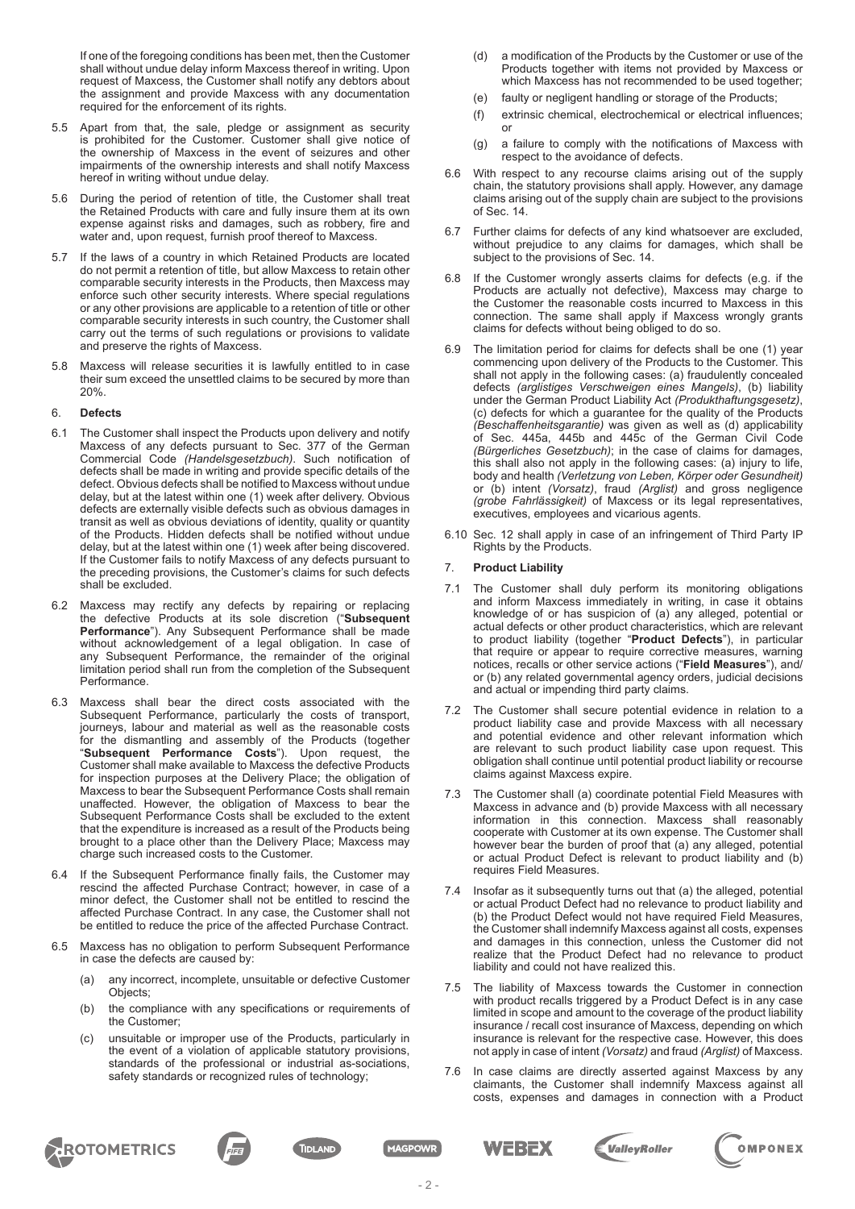If one of the foregoing conditions has been met, then the Customer shall without undue delay inform Maxcess thereof in writing. Upon request of Maxcess, the Customer shall notify any debtors about the assignment and provide Maxcess with any documentation required for the enforcement of its rights.

5.5 Apart from that, the sale, pledge or assignment as security is prohibited for the Customer. Customer shall give notice of the ownership of Maxcess in the event of seizures and other impairments of the ownership interests and shall notify Maxcess hereof in writing without undue delay.

5.6 During the period of retention of title, the Customer shall treat the Retained Products with care and fully insure them at its own expense against risks and damages, such as robbery, fire and water and, upon request, furnish proof thereof to Maxcess.

5.7 If the laws of a country in which Retained Products are located do not permit a retention of title, but allow Maxcess to retain other comparable security interests in the Products, then Maxcess may enforce such other security interests. Where special regulations or any other provisions are applicable to a retention of title or other comparable security interests in such country, the Customer shall carry out the terms of such regulations or provisions to validate and preserve the rights of Maxcess.

5.8 Maxcess will release securities it is lawfully entitled to in case their sum exceed the unsettled claims to be secured by more than 20%.

## 6. Defects

6.1 The Customer shall inspect the Products upon delivery and notify Maxcess of any defects pursuant to Sec. 377 of the German Commercial Code *(Handelsgesetzbuch)*. Such notification of defects shall be made in writing and provide specific details of the defect. Obvious defects shall be notified to Maxcess without undue delay, but at the latest within one (1) week after delivery. Obvious defects are externally visible defects such as obvious damages in transit as well as obvious deviations of identity, quality or quantity of the Products. Hidden defects shall be notified without undue delay, but at the latest within one (1) week after being discovered. If the Customer fails to notify Maxcess of any defects pursuant to the preceding provisions, the Customer's claims for such defects shall be excluded.

6.2 Maxcess may rectify any defects by repairing or replacing the defective Products at its sole discretion ("**Subsequent Performance**"). Any Subsequent Performance shall be made without acknowledgement of a legal obligation. In case of any Subsequent Performance, the remainder of the original limitation period shall run from the completion of the Subsequent Performance.

6.3 Maxcess shall bear the direct costs associated with the Subsequent Performance, particularly the costs of transport, journeys, labour and material as well as the reasonable costs for the dismantling and assembly of the Products (together "**Subsequent Performance Costs**"). Upon request, the Customer shall make available to Maxcess the defective Products for inspection purposes at the Delivery Place; the obligation of Maxcess to bear the Subsequent Performance Costs shall remain unaffected. However, the obligation of Maxcess to bear the Subsequent Performance Costs shall be excluded to the extent that the expenditure is increased as a result of the Products being brought to a place other than the Delivery Place; Maxcess may charge such increased costs to the Customer.

6.4 If the Subsequent Performance finally fails, the Customer may rescind the affected Purchase Contract; however, in case of a minor defect, the Customer shall not be entitled to rescind the affected Purchase Contract. In any case, the Customer shall not be entitled to reduce the price of the affected Purchase Contract.

6.5 Maxcess has no obligation to perform Subsequent Performance in case the defects are caused by:

(a) any incorrect, incomplete, unsuitable or defective Customer Objects;

(b) the compliance with any specifications or requirements of the Customer;

(c) unsuitable or improper use of the Products, particularly in the event of a violation of applicable statutory provisions, standards of the professional or industrial as-sociations, safety standards or recognized rules of technology;

(d) a modification of the Products by the Customer or use of the Products together with items not provided by Maxcess or which Maxcess has not recommended to be used together;

(e) faulty or negligent handling or storage of the Products;

(f) extrinsic chemical, electrochemical or electrical influences; or

(g) a failure to comply with the notifications of Maxcess with respect to the avoidance of defects.

6.6 With respect to any recourse claims arising out of the supply chain, the statutory provisions shall apply. However, any damage claims arising out of the supply chain are subject to the provisions of Sec. 14.

6.7 Further claims for defects of any kind whatsoever are excluded, without prejudice to any claims for damages, which shall be subject to the provisions of Sec. 14.

6.8 If the Customer wrongly asserts claims for defects (e.g. if the Products are actually not defective), Maxcess may charge to the Customer the reasonable costs incurred to Maxcess in this connection. The same shall apply if Maxcess wrongly grants claims for defects without being obliged to do so.

6.9 The limitation period for claims for defects shall be one (1) year commencing upon delivery of the Products to the Customer. This shall not apply in the following cases: (a) fraudulently concealed defects *(arglistiges Verschweigen eines Mangels)*, (b) liability under the German Product Liability Act *(Produkthaftungsgesetz)*, (c) defects for which a guarantee for the quality of the Products *(Beschaffenheitsgarantie)* was given as well as (d) applicability of Sec. 445a, 445b and 445c of the German Civil Code *(Bürgerliches Gesetzbuch)*; in the case of claims for damages, this shall also not apply in the following cases: (a) injury to life, body and health *(Verletzung von Leben, Körper oder Gesundheit)* or (b) intent *(Vorsatz)*, fraud *(Arglist)* and gross negligence *(grobe Fahrlässigkeit)* of Maxcess or its legal representatives, executives, employees and vicarious agents.

6.10 Sec. 12 shall apply in case of an infringement of Third Party IP Rights by the Products.

## 7. Product Liability

7.1 The Customer shall duly perform its monitoring obligations and inform Maxcess immediately in writing, in case it obtains knowledge of or has suspicion of (a) any alleged, potential or actual defects or other product characteristics, which are relevant to product liability (together "**Product Defects**"), in particular that require or appear to require corrective measures, warning notices, recalls or other service actions ("**Field Measures**"), and/or (b) any related governmental agency orders, judicial decisions and actual or impending third party claims.

7.2 The Customer shall secure potential evidence in relation to a product liability case and provide Maxcess with all necessary and potential evidence and other relevant information which are relevant to such product liability case upon request. This obligation shall continue until potential product liability or recourse claims against Maxcess expire.

7.3 The Customer shall (a) coordinate potential Field Measures with Maxcess in advance and (b) provide Maxcess with all necessary information in this connection. Maxcess shall reasonably cooperate with Customer at its own expense. The Customer shall however bear the burden of proof that (a) any alleged, potential or actual Product Defect is relevant to product liability and (b) requires Field Measures.

7.4 Insofar as it subsequently turns out that (a) the alleged, potential or actual Product Defect had no relevance to product liability and (b) the Product Defect would not have required Field Measures, the Customer shall indemnify Maxcess against all costs, expenses and damages in this connection, unless the Customer did not realize that the Product Defect had no relevance to product liability and could not have realized this.

7.5 The liability of Maxcess towards the Customer in connection with product recalls triggered by a Product Defect is in any case limited in scope and amount to the coverage of the product liability insurance / recall cost insurance of Maxcess, depending on which insurance is relevant for the respective case. However, this does not apply in case of intent *(Vorsatz)* and fraud *(Arglist)* of Maxcess.

7.6 In case claims are directly asserted against Maxcess by any claimants, the Customer shall indemnify Maxcess against all costs, expenses and damages in connection with a Product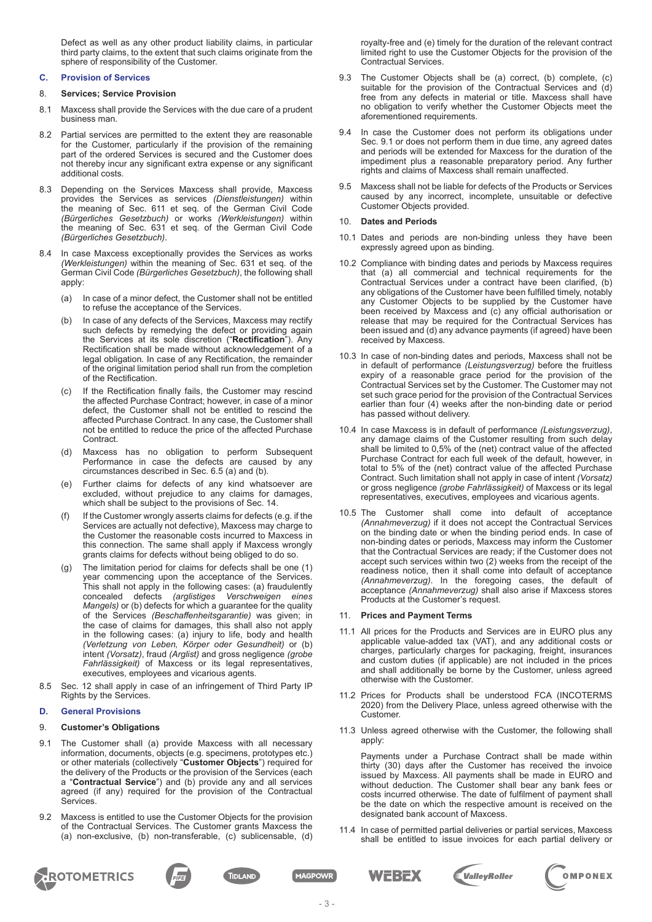Defect as well as any other product liability claims, in particular third party claims, to the extent that such claims originate from the sphere of responsibility of the Customer.

## C. Provision of Services

### 8. Services; Service Provision

8.1 Maxcess shall provide the Services with the due care of a prudent business man.

8.2 Partial services are permitted to the extent they are reasonable for the Customer, particularly if the provision of the remaining part of the ordered Services is secured and the Customer does not thereby incur any significant extra expense or any significant additional costs.

8.3 Depending on the Services Maxcess shall provide, Maxcess provides the Services as services *(Dienstleistungen)* within the meaning of Sec. 611 et seq. of the German Civil Code *(Bürgerliches Gesetzbuch)* or works *(Werkleistungen)* within the meaning of Sec. 631 et seq. of the German Civil Code *(Bürgerliches Gesetzbuch)*.

8.4 In case Maxcess exceptionally provides the Services as works *(Werkleistungen)* within the meaning of Sec. 631 et seq. of the German Civil Code *(Bürgerliches Gesetzbuch)*, the following shall apply:

(a) In case of a minor defect, the Customer shall not be entitled to refuse the acceptance of the Services.

(b) In case of any defects of the Services, Maxcess may rectify such defects by remedying the defect or providing again the Services at its sole discretion ("**Rectification**"). Any Rectification shall be made without acknowledgement of a legal obligation. In case of any Rectification, the remainder of the original limitation period shall run from the completion of the Rectification.

(c) If the Rectification finally fails, the Customer may rescind the affected Purchase Contract; however, in case of a minor defect, the Customer shall not be entitled to rescind the affected Purchase Contract. In any case, the Customer shall not be entitled to reduce the price of the affected Purchase Contract.

(d) Maxcess has no obligation to perform Subsequent Performance in case the defects are caused by any circumstances described in Sec. 6.5 (a) and (b).

(e) Further claims for defects of any kind whatsoever are excluded, without prejudice to any claims for damages, which shall be subject to the provisions of Sec. 14.

(f) If the Customer wrongly asserts claims for defects (e.g. if the Services are actually not defective), Maxcess may charge to the Customer the reasonable costs incurred to Maxcess in this connection. The same shall apply if Maxcess wrongly grants claims for defects without being obliged to do so.

(g) The limitation period for claims for defects shall be one (1) year commencing upon the acceptance of the Services. This shall not apply in the following cases: (a) fraudulently concealed defects *(arglistiges Verschweigen eines Mangels)* or (b) defects for which a guarantee for the quality of the Services *(Beschaffenheitsgarantie)* was given; in the case of claims for damages, this shall also not apply in the following cases: (a) injury to life, body and health *(Verletzung von Leben, Körper oder Gesundheit)* or (b) intent *(Vorsatz)*, fraud *(Arglist)* and gross negligence *(grobe Fahrlässigkeit)* of Maxcess or its legal representatives, executives, employees and vicarious agents.

8.5 Sec. 12 shall apply in case of an infringement of Third Party IP Rights by the Services.

## D. General Provisions

### 9. Customer's Obligations

9.1 The Customer shall (a) provide Maxcess with all necessary information, documents, objects (e.g. specimens, prototypes etc.) or other materials (collectively "**Customer Objects**") required for the delivery of the Products or the provision of the Services (each a "**Contractual Service**") and (b) provide any and all services agreed (if any) required for the provision of the Contractual Services.

9.2 Maxcess is entitled to use the Customer Objects for the provision of the Contractual Services. The Customer grants Maxcess the (a) non-exclusive, (b) non-transferable, (c) sublicensable, (d) royalty-free and (e) timely for the duration of the relevant contract limited right to use the Customer Objects for the provision of the Contractual Services.

9.3 The Customer Objects shall be (a) correct, (b) complete, (c) suitable for the provision of the Contractual Services and (d) free from any defects in material or title. Maxcess shall have no obligation to verify whether the Customer Objects meet the aforementioned requirements.

9.4 In case the Customer does not perform its obligations under Sec. 9.1 or does not perform them in due time, any agreed dates and periods will be extended for Maxcess for the duration of the impediment plus a reasonable preparatory period. Any further rights and claims of Maxcess shall remain unaffected.

9.5 Maxcess shall not be liable for defects of the Products or Services caused by any incorrect, incomplete, unsuitable or defective Customer Objects provided.

### 10. Dates and Periods

10.1 Dates and periods are non-binding unless they have been expressly agreed upon as binding.

10.2 Compliance with binding dates and periods by Maxcess requires that (a) all commercial and technical requirements for the Contractual Services under a contract have been clarified, (b) any obligations of the Customer have been fulfilled timely, notably any Customer Objects to be supplied by the Customer have been received by Maxcess and (c) any official authorisation or release that may be required for the Contractual Services has been issued and (d) any advance payments (if agreed) have been received by Maxcess.

10.3 In case of non-binding dates and periods, Maxcess shall not be in default of performance *(Leistungsverzug)* before the fruitless expiry of a reasonable grace period for the provision of the Contractual Services set by the Customer. The Customer may not set such grace period for the provision of the Contractual Services earlier than four (4) weeks after the non-binding date or period has passed without delivery.

10.4 In case Maxcess is in default of performance *(Leistungsverzug)*, any damage claims of the Customer resulting from such delay shall be limited to 0,5% of the (net) contract value of the affected Purchase Contract for each full week of the default, however, in total to 5% of the (net) contract value of the affected Purchase Contract. Such limitation shall not apply in case of intent *(Vorsatz)* or gross negligence *(grobe Fahrlässigkeit)* of Maxcess or its legal representatives, executives, employees and vicarious agents.

10.5 The Customer shall come into default of acceptance *(Annahmeverzug)* if it does not accept the Contractual Services on the binding date or when the binding period ends. In case of non-binding dates or periods, Maxcess may inform the Customer that the Contractual Services are ready; if the Customer does not accept such services within two (2) weeks from the receipt of the readiness notice, then it shall come into default of acceptance *(Annahmeverzug)*. In the foregoing cases, the default of acceptance *(Annahmeverzug)* shall also arise if Maxcess stores Products at the Customer's request.

### 11. Prices and Payment Terms

11.1 All prices for the Products and Services are in EURO plus any applicable value-added tax (VAT), and any additional costs or charges, particularly charges for packaging, freight, insurances and custom duties (if applicable) are not included in the prices and shall additionally be borne by the Customer, unless agreed otherwise with the Customer.

11.2 Prices for Products shall be understood FCA (INCOTERMS 2020) from the Delivery Place, unless agreed otherwise with the Customer.

11.3 Unless agreed otherwise with the Customer, the following shall apply:

Payments under a Purchase Contract shall be made within thirty (30) days after the Customer has received the invoice issued by Maxcess. All payments shall be made in EURO and without deduction. The Customer shall bear any bank fees or costs incurred otherwise. The date of fulfilment of payment shall be the date on which the respective amount is received on the designated bank account of Maxcess.

11.4 In case of permitted partial deliveries or partial services, Maxcess shall be entitled to issue invoices for each partial delivery or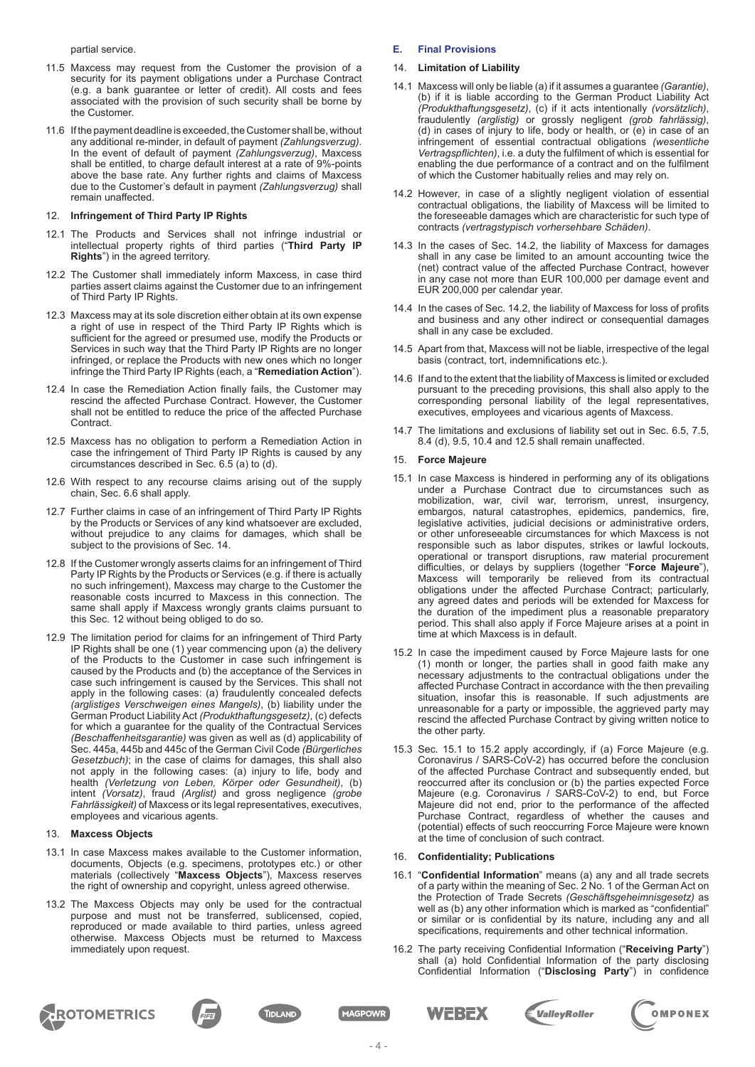partial service.

11.5 Maxcess may request from the Customer the provision of a security for its payment obligations under a Purchase Contract (e.g. a bank guarantee or letter of credit). All costs and fees associated with the provision of such security shall be borne by the Customer.

11.6 If the payment deadline is exceeded, the Customer shall be, without any additional re-minder, in default of payment *(Zahlungsverzug)*. In the event of default of payment *(Zahlungsverzug)*, Maxcess shall be entitled, to charge default interest at a rate of 9%-points above the base rate. Any further rights and claims of Maxcess due to the Customer's default in payment *(Zahlungsverzug)* shall remain unaffected.

### 12. Infringement of Third Party IP Rights

12.1 The Products and Services shall not infringe industrial or intellectual property rights of third parties ("**Third Party IP Rights**") in the agreed territory.

12.2 The Customer shall immediately inform Maxcess, in case third parties assert claims against the Customer due to an infringement of Third Party IP Rights.

12.3 Maxcess may at its sole discretion either obtain at its own expense a right of use in respect of the Third Party IP Rights which is sufficient for the agreed or presumed use, modify the Products or Services in such way that the Third Party IP Rights are no longer infringed, or replace the Products with new ones which no longer infringe the Third Party IP Rights (each, a "**Remediation Action**").

12.4 In case the Remediation Action finally fails, the Customer may rescind the affected Purchase Contract. However, the Customer shall not be entitled to reduce the price of the affected Purchase Contract.

12.5 Maxcess has no obligation to perform a Remediation Action in case the infringement of Third Party IP Rights is caused by any circumstances described in Sec. 6.5 (a) to (d).

12.6 With respect to any recourse claims arising out of the supply chain, Sec. 6.6 shall apply.

12.7 Further claims in case of an infringement of Third Party IP Rights by the Products or Services of any kind whatsoever are excluded, without prejudice to any claims for damages, which shall be subject to the provisions of Sec. 14.

12.8 If the Customer wrongly asserts claims for an infringement of Third Party IP Rights by the Products or Services (e.g. if there is actually no such infringement), Maxcess may charge to the Customer the reasonable costs incurred to Maxcess in this connection. The same shall apply if Maxcess wrongly grants claims pursuant to this Sec. 12 without being obliged to do so.

12.9 The limitation period for claims for an infringement of Third Party IP Rights shall be one (1) year commencing upon (a) the delivery of the Products to the Customer in case such infringement is caused by the Products and (b) the acceptance of the Services in case such infringement is caused by the Services. This shall not apply in the following cases: (a) fraudulently concealed defects *(arglistiges Verschweigen eines Mangels)*, (b) liability under the German Product Liability Act *(Produkthaftungsgesetz)*, (c) defects for which a guarantee for the quality of the Contractual Services *(Beschaffenheitsgarantie)* was given as well as (d) applicability of Sec. 445a, 445b and 445c of the German Civil Code *(Bürgerliches Gesetzbuch)*; in the case of claims for damages, this shall also not apply in the following cases: (a) injury to life, body and health *(Verletzung von Leben, Körper oder Gesundheit)*, (b) intent *(Vorsatz)*, fraud *(Arglist)* and gross negligence *(grobe Fahrlässigkeit)* of Maxcess or its legal representatives, executives, employees and vicarious agents.

### 13. Maxcess Objects

13.1 In case Maxcess makes available to the Customer information, documents, Objects (e.g. specimens, prototypes etc.) or other materials (collectively "**Maxcess Objects**"), Maxcess reserves the right of ownership and copyright, unless agreed otherwise.

13.2 The Maxcess Objects may only be used for the contractual purpose and must not be transferred, sublicensed, copied, reproduced or made available to third parties, unless agreed otherwise. Maxcess Objects must be returned to Maxcess immediately upon request.

## E. Final Provisions

### 14. Limitation of Liability

14.1 Maxcess will only be liable (a) if it assumes a guarantee *(Garantie)*, (b) if it is liable according to the German Product Liability Act *(Produkthaftungsgesetz)*, (c) if it acts intentionally *(vorsätzlich)*, fraudulently *(arglistig)* or grossly negligent *(grob fahrlässig)*, (d) in cases of injury to life, body or health, or (e) in case of an infringement of essential contractual obligations *(wesentliche Vertragspflichten)*, i.e. a duty the fulfilment of which is essential for enabling the due performance of a contract and on the fulfilment of which the Customer habitually relies and may rely on.

14.2 However, in case of a slightly negligent violation of essential contractual obligations, the liability of Maxcess will be limited to the foreseeable damages which are characteristic for such type of contracts *(vertragstypisch vorhersehbare Schäden)*.

14.3 In the cases of Sec. 14.2, the liability of Maxcess for damages shall in any case be limited to an amount accounting twice the (net) contract value of the affected Purchase Contract, however in any case not more than EUR 100,000 per damage event and EUR 200,000 per calendar year.

14.4 In the cases of Sec. 14.2, the liability of Maxcess for loss of profits and business and any other indirect or consequential damages shall in any case be excluded.

14.5 Apart from that, Maxcess will not be liable, irrespective of the legal basis (contract, tort, indemnifications etc.).

14.6 If and to the extent that the liability of Maxcess is limited or excluded pursuant to the preceding provisions, this shall also apply to the corresponding personal liability of the legal representatives, executives, employees and vicarious agents of Maxcess.

14.7 The limitations and exclusions of liability set out in Sec. 6.5, 7.5, 8.4 (d), 9.5, 10.4 and 12.5 shall remain unaffected.

### 15. Force Majeure

15.1 In case Maxcess is hindered in performing any of its obligations under a Purchase Contract due to circumstances such as mobilization, war, civil war, terrorism, unrest, insurgency, embargos, natural catastrophes, epidemics, pandemics, fire, legislative activities, judicial decisions or administrative orders, or other unforeseeable circumstances for which Maxcess is not responsible such as labor disputes, strikes or lawful lockouts, operational or transport disruptions, raw material procurement difficulties, or delays by suppliers (together "**Force Majeure**"), Maxcess will temporarily be relieved from its contractual obligations under the affected Purchase Contract; particularly, any agreed dates and periods will be extended for Maxcess for the duration of the impediment plus a reasonable preparatory period. This shall also apply if Force Majeure arises at a point in time at which Maxcess is in default.

15.2 In case the impediment caused by Force Majeure lasts for one (1) month or longer, the parties shall in good faith make any necessary adjustments to the contractual obligations under the affected Purchase Contract in accordance with the then prevailing situation, insofar this is reasonable. If such adjustments are unreasonable for a party or impossible, the aggrieved party may rescind the affected Purchase Contract by giving written notice to the other party.

15.3 Sec. 15.1 to 15.2 apply accordingly, if (a) Force Majeure (e.g. Coronavirus / SARS-CoV-2) has occurred before the conclusion of the affected Purchase Contract and subsequently ended, but reoccurred after its conclusion or (b) the parties expected Force Majeure (e.g. Coronavirus / SARS-CoV-2) to end, but Force Majeure did not end, prior to the performance of the affected Purchase Contract, regardless of whether the causes and (potential) effects of such reoccurring Force Majeure were known at the time of conclusion of such contract.

### 16. Confidentiality; Publications

16.1 "**Confidential Information**" means (a) any and all trade secrets of a party within the meaning of Sec. 2 No. 1 of the German Act on the Protection of Trade Secrets *(Geschäftsgeheimnisgesetz)* as well as (b) any other information which is marked as "confidential" or similar or is confidential by its nature, including any and all specifications, requirements and other technical information.

16.2 The party receiving Confidential Information ("**Receiving Party**") shall (a) hold Confidential Information of the party disclosing Confidential Information ("**Disclosing Party**") in confidence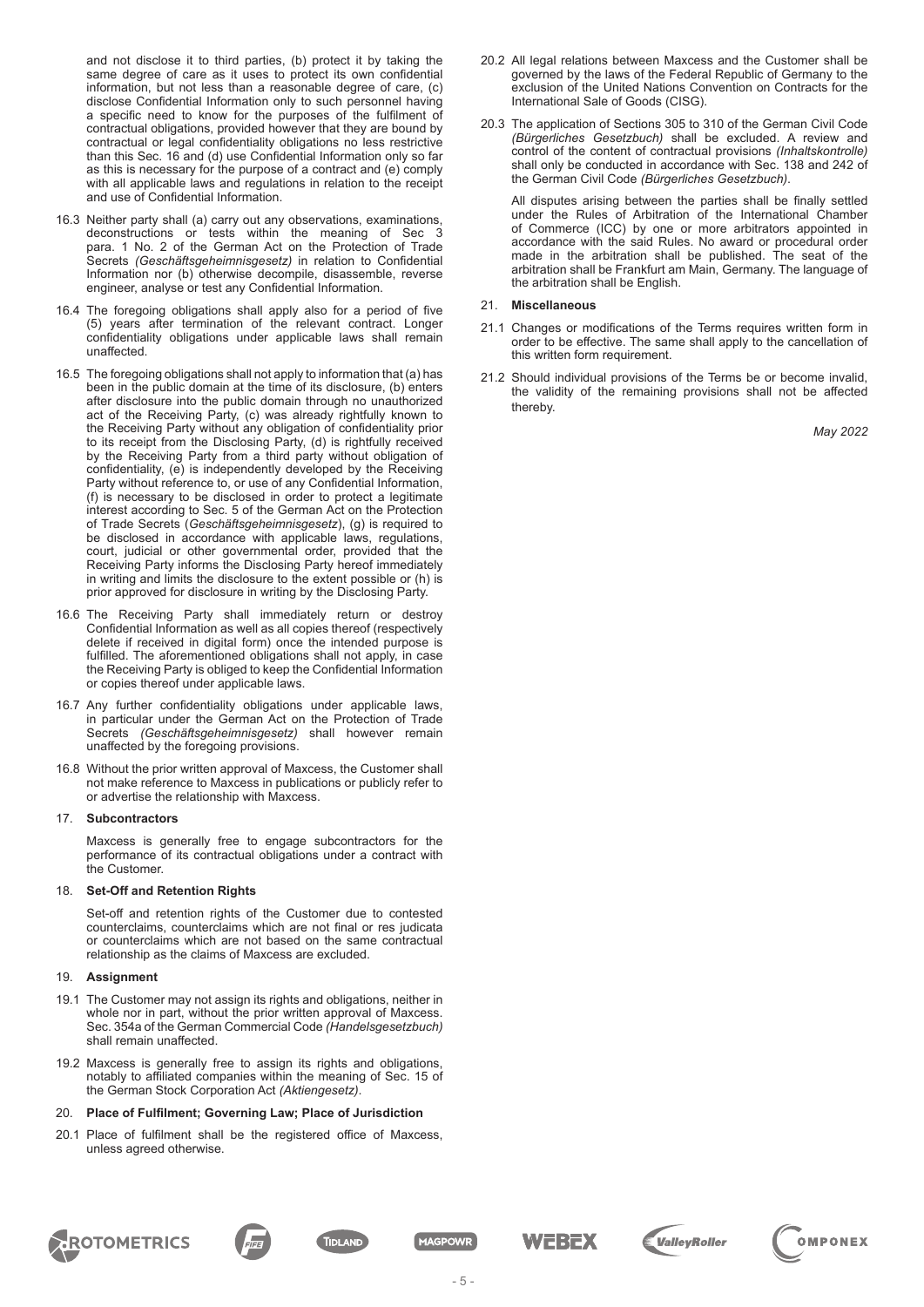and not disclose it to third parties, (b) protect it by taking the same degree of care as it uses to protect its own confidential information, but not less than a reasonable degree of care, (c) disclose Confidential Information only to such personnel having a specific need to know for the purposes of the fulfilment of contractual obligations, provided however that they are bound by contractual or legal confidentiality obligations no less restrictive than this Sec. 16 and (d) use Confidential Information only so far as this is necessary for the purpose of a contract and (e) comply with all applicable laws and regulations in relation to the receipt and use of Confidential Information.

16.3 Neither party shall (a) carry out any observations, examinations, deconstructions or tests within the meaning of Sec 3 para. 1 No. 2 of the German Act on the Protection of Trade Secrets *(Geschäftsgeheimnisgesetz)* in relation to Confidential Information nor (b) otherwise decompile, disassemble, reverse engineer, analyse or test any Confidential Information.

16.4 The foregoing obligations shall apply also for a period of five (5) years after termination of the relevant contract. Longer confidentiality obligations under applicable laws shall remain unaffected.

16.5 The foregoing obligations shall not apply to information that (a) has been in the public domain at the time of its disclosure, (b) enters after disclosure into the public domain through no unauthorized act of the Receiving Party, (c) was already rightfully known to the Receiving Party without any obligation of confidentiality prior to its receipt from the Disclosing Party, (d) is rightfully received by the Receiving Party from a third party without obligation of confidentiality, (e) is independently developed by the Receiving Party without reference to, or use of any Confidential Information, (f) is necessary to be disclosed in order to protect a legitimate interest according to Sec. 5 of the German Act on the Protection of Trade Secrets (*Geschäftsgeheimnisgesetz*), (g) is required to be disclosed in accordance with applicable laws, regulations, court, judicial or other governmental order, provided that the Receiving Party informs the Disclosing Party hereof immediately in writing and limits the disclosure to the extent possible or (h) is prior approved for disclosure in writing by the Disclosing Party.

16.6 The Receiving Party shall immediately return or destroy Confidential Information as well as all copies thereof (respectively delete if received in digital form) once the intended purpose is fulfilled. The aforementioned obligations shall not apply, in case the Receiving Party is obliged to keep the Confidential Information or copies thereof under applicable laws.

16.7 Any further confidentiality obligations under applicable laws, in particular under the German Act on the Protection of Trade Secrets *(Geschäftsgeheimnisgesetz)* shall however remain unaffected by the foregoing provisions.

16.8 Without the prior written approval of Maxcess, the Customer shall not make reference to Maxcess in publications or publicly refer to or advertise the relationship with Maxcess.

## 17. Subcontractors

Maxcess is generally free to engage subcontractors for the performance of its contractual obligations under a contract with the Customer.

## 18. Set-Off and Retention Rights

Set-off and retention rights of the Customer due to contested counterclaims, counterclaims which are not final or res judicata or counterclaims which are not based on the same contractual relationship as the claims of Maxcess are excluded.

## 19. Assignment

19.1 The Customer may not assign its rights and obligations, neither in whole nor in part, without the prior written approval of Maxcess. Sec. 354a of the German Commercial Code *(Handelsgesetzbuch)* shall remain unaffected.

19.2 Maxcess is generally free to assign its rights and obligations, notably to affiliated companies within the meaning of Sec. 15 of the German Stock Corporation Act *(Aktiengesetz)*.

## 20. Place of Fulfilment; Governing Law; Place of Jurisdiction

20.1 Place of fulfilment shall be the registered office of Maxcess, unless agreed otherwise.

20.2 All legal relations between Maxcess and the Customer shall be governed by the laws of the Federal Republic of Germany to the exclusion of the United Nations Convention on Contracts for the International Sale of Goods (CISG).

20.3 The application of Sections 305 to 310 of the German Civil Code *(Bürgerliches Gesetzbuch)* shall be excluded. A review and control of the content of contractual provisions *(Inhaltskontrolle)* shall only be conducted in accordance with Sec. 138 and 242 of the German Civil Code *(Bürgerliches Gesetzbuch)*.

All disputes arising between the parties shall be finally settled under the Rules of Arbitration of the International Chamber of Commerce (ICC) by one or more arbitrators appointed in accordance with the said Rules. No award or procedural order made in the arbitration shall be published. The seat of the arbitration shall be Frankfurt am Main, Germany. The language of the arbitration shall be English.

## 21. Miscellaneous

21.1 Changes or modifications of the Terms requires written form in order to be effective. The same shall apply to the cancellation of this written form requirement.

21.2 Should individual provisions of the Terms be or become invalid, the validity of the remaining provisions shall not be affected thereby.

*May 2022*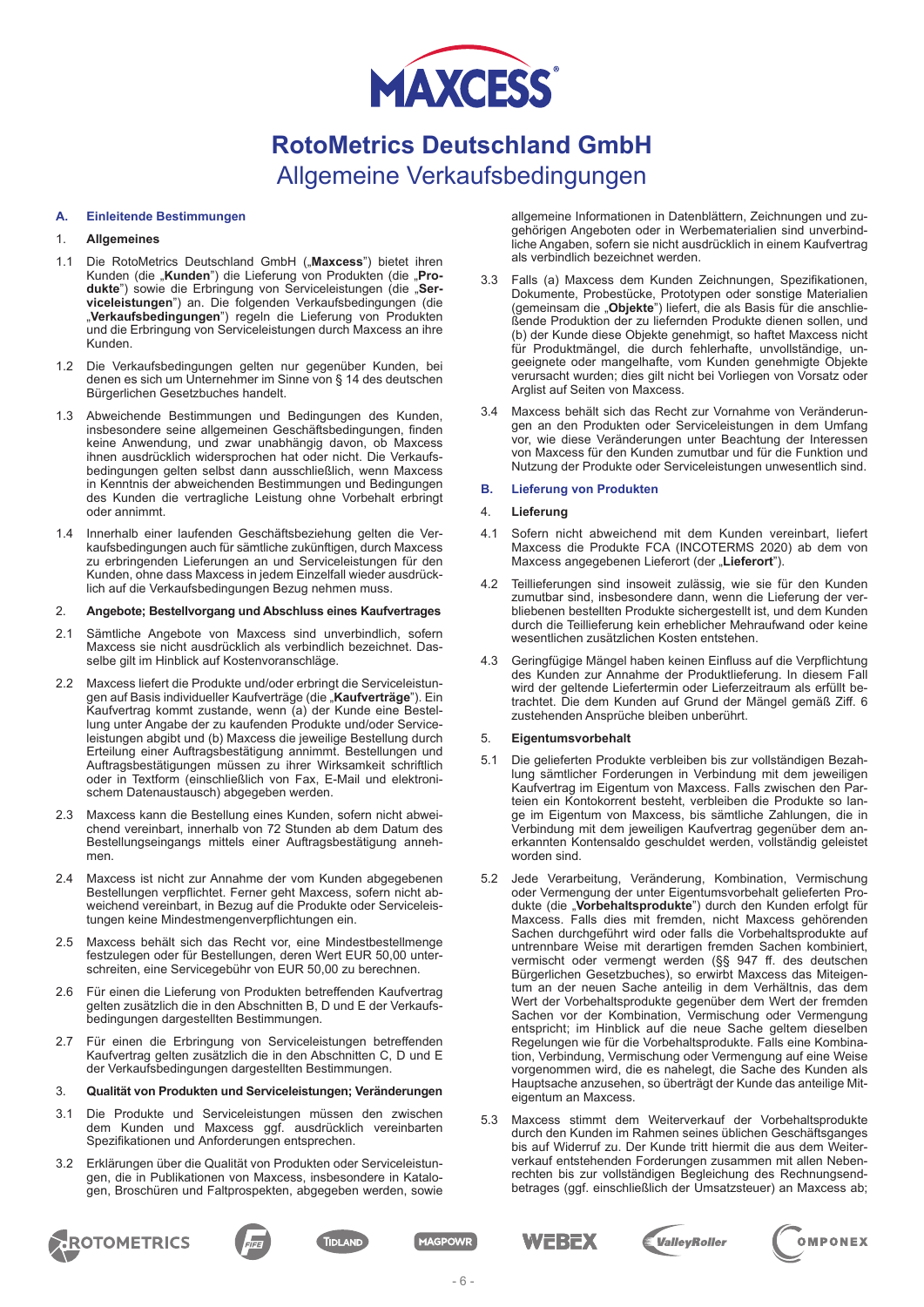# RotoMetrics Deutschland GmbH
## Allgemeine Verkaufsbedingungen

### A. Einleitende Bestimmungen

#### 1. Allgemeines

1.1 Die RotoMetrics Deutschland GmbH („**Maxcess**") bietet ihren Kunden (die „**Kunden**") die Lieferung von Produkten (die „**Produkte**") sowie die Erbringung von Serviceleistungen (die „**Serviceleistungen**") an. Die folgenden Verkaufsbedingungen (die „**Verkaufsbedingungen**") regeln die Lieferung von Produkten und die Erbringung von Serviceleistungen durch Maxcess an ihre Kunden.

1.2 Die Verkaufsbedingungen gelten nur gegenüber Kunden, bei denen es sich um Unternehmer im Sinne von § 14 des deutschen Bürgerlichen Gesetzbuches handelt.

1.3 Abweichende Bestimmungen und Bedingungen des Kunden, insbesondere seine allgemeinen Geschäftsbedingungen, finden keine Anwendung, und zwar unabhängig davon, ob Maxcess ihnen ausdrücklich widersprochen hat oder nicht. Die Verkaufsbedingungen gelten selbst dann ausschließlich, wenn Maxcess in Kenntnis der abweichenden Bestimmungen und Bedingungen des Kunden die vertragliche Leistung ohne Vorbehalt erbringt oder annimmt.

1.4 Innerhalb einer laufenden Geschäftsbeziehung gelten die Verkaufsbedingungen auch für sämtliche zukünftigen, durch Maxcess zu erbringenden Lieferungen an und Serviceleistungen für den Kunden, ohne dass Maxcess in jedem Einzelfall wieder ausdrücklich auf die Verkaufsbedingungen Bezug nehmen muss.

#### 2. Angebote; Bestellvorgang und Abschluss eines Kaufvertrages

2.1 Sämtliche Angebote von Maxcess sind unverbindlich, sofern Maxcess sie nicht ausdrücklich als verbindlich bezeichnet. Dasselbe gilt im Hinblick auf Kostenvoranschläge.

2.2 Maxcess liefert die Produkte und/oder erbringt die Serviceleistungen auf Basis individueller Kaufverträge (die „**Kaufverträge**"). Ein Kaufvertrag kommt zustande, wenn (a) der Kunde eine Bestellung unter Angabe der zu kaufenden Produkte und/oder Serviceleistungen abgibt und (b) Maxcess die jeweilige Bestellung durch Erteilung einer Auftragsbestätigung annimmt. Bestellungen und Auftragsbestätigungen müssen zu ihrer Wirksamkeit schriftlich oder in Textform (einschließlich von Fax, E-Mail und elektronischem Datenaustausch) abgegeben werden.

2.3 Maxcess kann die Bestellung eines Kunden, sofern nicht abweichend vereinbart, innerhalb von 72 Stunden ab dem Datum des Bestellungseingangs mittels einer Auftragsbestätigung annehmen.

2.4 Maxcess ist nicht zur Annahme der vom Kunden abgegebenen Bestellungen verpflichtet. Ferner geht Maxcess, sofern nicht abweichend vereinbart, in Bezug auf die Produkte oder Serviceleistungen keine Mindestmengenverpflichtungen ein.

2.5 Maxcess behält sich das Recht vor, eine Mindestbestellmenge festzulegen oder für Bestellungen, deren Wert EUR 50,00 unterschreiten, eine Servicegebühr von EUR 50,00 zu berechnen.

2.6 Für einen die Lieferung von Produkten betreffenden Kaufvertrag gelten zusätzlich die in den Abschnitten B, D und E der Verkaufsbedingungen dargestellten Bestimmungen.

2.7 Für einen die Erbringung von Serviceleistungen betreffenden Kaufvertrag gelten zusätzlich die in den Abschnitten C, D und E der Verkaufsbedingungen dargestellten Bestimmungen.

#### 3. Qualität von Produkten und Serviceleistungen; Veränderungen

3.1 Die Produkte und Serviceleistungen müssen den zwischen dem Kunden und Maxcess ggf. ausdrücklich vereinbarten Spezifikationen und Anforderungen entsprechen.

3.2 Erklärungen über die Qualität von Produkten oder Serviceleistungen, die in Publikationen von Maxcess, insbesondere in Katalogen, Broschüren und Faltprospekten, abgegeben werden, sowie allgemeine Informationen in Datenblättern, Zeichnungen und zugehörigen Angeboten oder in Werbematerialien sind unverbindliche Angaben, sofern sie nicht ausdrücklich in einem Kaufvertrag als verbindlich bezeichnet werden.

3.3 Falls (a) Maxcess dem Kunden Zeichnungen, Spezifikationen, Dokumente, Probestücke, Prototypen oder sonstige Materialien (gemeinsam die „**Objekte**") liefert, die als Basis für die anschließende Produktion der zu liefernden Produkte dienen sollen, und (b) der Kunde diese Objekte genehmigt, so haftet Maxcess nicht für Produktmängel, die durch fehlerhafte, unvollständige, ungeeignete oder mangelhafte, vom Kunden genehmigte Objekte verursacht wurden; dies gilt nicht bei Vorliegen von Vorsatz oder Arglist auf Seiten von Maxcess.

3.4 Maxcess behält sich das Recht zur Vornahme von Veränderungen an den Produkten oder Serviceleistungen in dem Umfang vor, wie diese Veränderungen unter Beachtung der Interessen von Maxcess für den Kunden zumutbar und für die Funktion und Nutzung der Produkte oder Serviceleistungen unwesentlich sind.

### B. Lieferung von Produkten

#### 4. Lieferung

4.1 Sofern nicht abweichend mit dem Kunden vereinbart, liefert Maxcess die Produkte FCA (INCOTERMS 2020) ab dem von Maxcess angegebenen Lieferort (der „**Lieferort**").

4.2 Teillieferungen sind insoweit zulässig, wie sie für den Kunden zumutbar sind, insbesondere dann, wenn die Lieferung der verbliebenen bestellten Produkte sichergestellt ist, und dem Kunden durch die Teillieferung kein erheblicher Mehraufwand oder keine wesentlichen zusätzlichen Kosten entstehen.

4.3 Geringfügige Mängel haben keinen Einfluss auf die Verpflichtung des Kunden zur Annahme der Produktlieferung. In diesem Fall wird der geltende Liefertermin oder Lieferzeitraum als erfüllt betrachtet. Die dem Kunden auf Grund der Mängel gemäß Ziff. 6 zustehenden Ansprüche bleiben unberührt.

#### 5. Eigentumsvorbehalt

5.1 Die gelieferten Produkte verbleiben bis zur vollständigen Bezahlung sämtlicher Forderungen in Verbindung mit dem jeweiligen Kaufvertrag im Eigentum von Maxcess. Falls zwischen den Parteien ein Kontokorrent besteht, verbleiben die Produkte so lange im Eigentum von Maxcess, bis sämtliche Zahlungen, die in Verbindung mit dem jeweiligen Kaufvertrag gegenüber dem anerkannten Kontensaldo geschuldet werden, vollständig geleistet worden sind.

5.2 Jede Verarbeitung, Veränderung, Kombination, Vermischung oder Vermengung der unter Eigentumsvorbehalt gelieferten Produkte (die „**Vorbehaltsprodukte**") durch den Kunden erfolgt für Maxcess. Falls dies mit fremden, nicht Maxcess gehörenden Sachen durchgeführt wird oder falls die Vorbehaltsprodukte auf untrennbare Weise mit derartigen fremden Sachen kombiniert, vermischt oder vermengt werden (§§ 947 ff. des deutschen Bürgerlichen Gesetzbuches), so erwirbt Maxcess das Miteigentum an der neuen Sache anteilig in dem Verhältnis, das dem Wert der Vorbehaltsprodukte gegenüber dem Wert der fremden Sachen vor der Kombination, Vermischung oder Vermengung entspricht; im Hinblick auf die neue Sache gelten dieselben Regelungen wie für die Vorbehaltsprodukte. Falls eine Kombination, Verbindung, Vermischung oder Vermengung auf eine Weise vorgenommen wird, die es nahelegt, die Sache des Kunden als Hauptsache anzusehen, so überträgt der Kunde das anteilige Miteigentum an Maxcess.

5.3 Maxcess stimmt dem Weiterverkauf der Vorbehaltsprodukte durch den Kunden im Rahmen seines üblichen Geschäftsganges bis auf Widerruf zu. Der Kunde tritt hiermit die aus dem Weiterverkauf entstehenden Forderungen zusammen mit allen Nebenrechten bis zur vollständigen Begleichung des Rechnungsendbetrages (ggf. einschließlich der Umsatzsteuer) an Maxcess ab;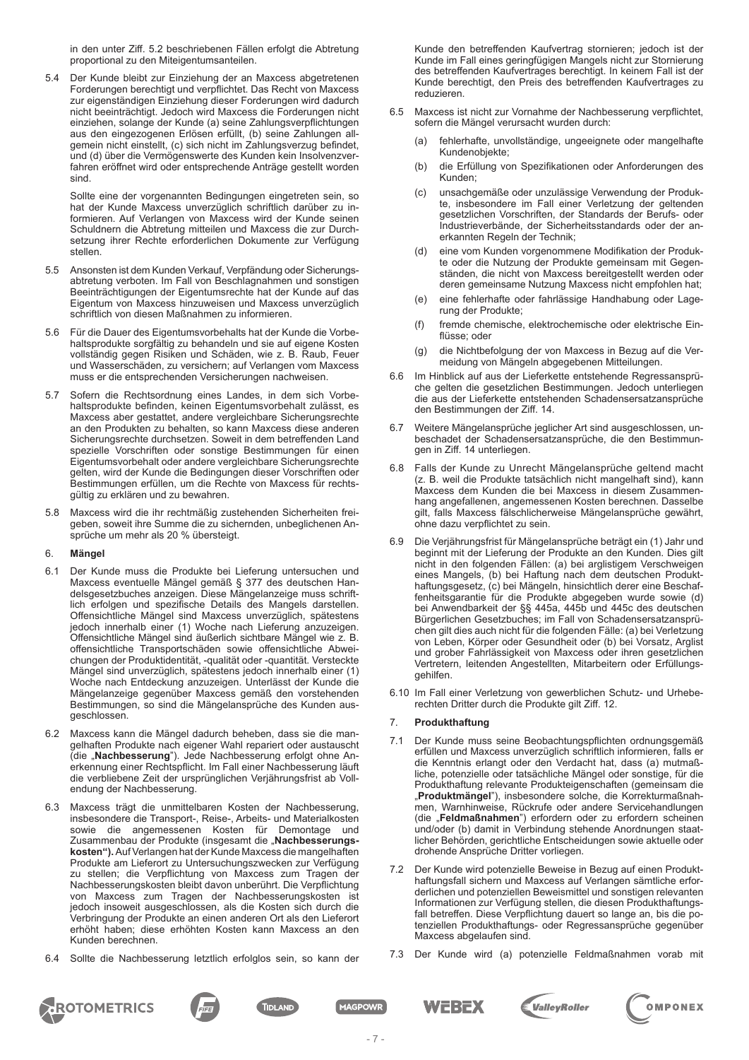in den unter Ziff. 5.2 beschriebenen Fällen erfolgt die Abtretung proportional zu den Miteigentumsanteilen.

5.4 Der Kunde bleibt zur Einziehung der an Maxcess abgetretenen Forderungen berechtigt und verpflichtet. Das Recht von Maxcess zur eigenständigen Einziehung dieser Forderungen wird dadurch nicht beeinträchtigt. Jedoch wird Maxcess die Forderungen nicht einziehen, solange der Kunde (a) seine Zahlungsverpflichtungen aus den eingezogenen Erlösen erfüllt, (b) seine Zahlungen allgemein nicht einstellt, (c) sich nicht im Zahlungsverzug befindet, und (d) über die Vermögenswerte des Kunden kein Insolvenzverfahren eröffnet wird oder entsprechende Anträge gestellt worden sind.

Sollte eine der vorgenannten Bedingungen eingetreten sein, so hat der Kunde Maxcess unverzüglich schriftlich darüber zu informieren. Auf Verlangen von Maxcess wird der Kunde seinen Schuldnern die Abtretung mitteilen und Maxcess die zur Durchsetzung ihrer Rechte erforderlichen Dokumente zur Verfügung stellen.

5.5 Ansonsten ist dem Kunden Verkauf, Verpfändung oder Sicherungsabtretung verboten. Im Fall von Beschlagnahmen und sonstigen Beeinträchtigungen der Eigentumsrechte hat der Kunde auf das Eigentum von Maxcess hinzuweisen und Maxcess unverzüglich schriftlich von diesen Maßnahmen zu informieren.

5.6 Für die Dauer des Eigentumsvorbehalts hat der Kunde die Vorbehaltsprodukte sorgfältig zu behandeln und sie auf eigene Kosten vollständig gegen Risiken und Schäden, wie z. B. Raub, Feuer und Wasserschäden, zu versichern; auf Verlangen vom Maxcess muss er die entsprechenden Versicherungen nachweisen.

5.7 Sofern die Rechtsordnung eines Landes, in dem sich Vorbehaltsprodukte befinden, keinen Eigentumsvorbehalt zulässt, es Maxcess aber gestattet, andere vergleichbare Sicherungsrechte an den Produkten zu behalten, so kann Maxcess diese anderen Sicherungsrechte durchsetzen. Soweit in dem betreffenden Land spezielle Vorschriften oder sonstige Bestimmungen für einen Eigentumsvorbehalt oder andere vergleichbare Sicherungsrechte gelten, wird der Kunde die Bedingungen dieser Vorschriften oder Bestimmungen erfüllen, um die Rechte von Maxcess für rechtsgültig zu erklären und zu bewahren.

5.8 Maxcess wird die ihr rechtmäßig zustehenden Sicherheiten freigeben, soweit ihre Summe die zu sichernden, unbeglichenen Ansprüche um mehr als 20 % übersteigt.

## 6. Mängel

6.1 Der Kunde muss die Produkte bei Lieferung untersuchen und Maxcess eventuelle Mängel gemäß § 377 des deutschen Handelsgesetzbuches anzeigen. Diese Mängelanzeige muss schriftlich erfolgen und spezifische Details des Mangels darstellen. Offensichtliche Mängel sind Maxcess unverzüglich, spätestens jedoch innerhalb einer (1) Woche nach Lieferung anzuzeigen. Offensichtliche Mängel sind äußerlich sichtbare Mängel wie z. B. offensichtliche Transportschäden sowie offensichtliche Abweichungen der Produktidentität, -qualität oder -quantität. Versteckte Mängel sind unverzüglich, spätestens jedoch innerhalb einer (1) Woche nach Entdeckung anzuzeigen. Unterlässt der Kunde die Mängelanzeige gegenüber Maxcess gemäß den vorstehenden Bestimmungen, so sind die Mängelansprüche des Kunden ausgeschlossen.

6.2 Maxcess kann die Mängel dadurch beheben, dass sie die mangelhaften Produkte nach eigener Wahl repariert oder austauscht (die „**Nachbesserung**"). Jede Nachbesserung erfolgt ohne Anerkennung einer Rechtspflicht. Im Fall einer Nachbesserung läuft die verbliebene Zeit der ursprünglichen Verjährungsfrist ab Vollendung der Nachbesserung.

6.3 Maxcess trägt die unmittelbaren Kosten der Nachbesserung, insbesondere die Transport-, Reise-, Arbeits- und Materialkosten sowie die angemessenen Kosten für Demontage und Zusammenbau der Produkte (insgesamt die „**Nachbesserungskosten").** Auf Verlangen hat der Kunde Maxcess die mangelhaften Produkte am Lieferort zu Untersuchungszwecken zur Verfügung zu stellen; die Verpflichtung von Maxcess zum Tragen der Nachbesserungskosten bleibt davon unberührt. Die Verpflichtung von Maxcess zum Tragen der Nachbesserungskosten ist jedoch insoweit ausgeschlossen, als die Kosten sich durch die Verbringung der Produkte an einen anderen Ort als den Lieferort erhöht haben; diese erhöhten Kosten kann Maxcess an den Kunden berechnen.

6.4 Sollte die Nachbesserung letztlich erfolglos sein, so kann der Kunde den betreffenden Kaufvertrag stornieren; jedoch ist der Kunde im Fall eines geringfügigen Mangels nicht zur Stornierung des betreffenden Kaufvertrages berechtigt. In keinem Fall ist der Kunde berechtigt, den Preis des betreffenden Kaufvertrages zu reduzieren.

6.5 Maxcess ist nicht zur Vornahme der Nachbesserung verpflichtet, sofern die Mängel verursacht wurden durch:

(a) fehlerhafte, unvollständige, ungeeignete oder mangelhafte Kundenobjekte;

(b) die Erfüllung von Spezifikationen oder Anforderungen des Kunden;

(c) unsachgemäße oder unzulässige Verwendung der Produkte, insbesondere im Fall einer Verletzung der geltenden gesetzlichen Vorschriften, der Standards der Berufs- oder Industrieverbände, der Sicherheitsstandards oder der anerkannten Regeln der Technik;

(d) eine vom Kunden vorgenommene Modifikation der Produkte oder die Nutzung der Produkte gemeinsam mit Gegenständen, die nicht von Maxcess bereitgestellt worden oder deren gemeinsame Nutzung Maxcess nicht empfohlen hat;

(e) eine fehlerhafte oder fahrlässige Handhabung oder Lagerung der Produkte;

(f) fremde chemische, elektrochemische oder elektrische Einflüsse; oder

(g) die Nichtbefolgung der von Maxcess in Bezug auf die Vermeidung von Mängeln abgegebenen Mitteilungen.

6.6 Im Hinblick auf aus der Lieferkette entstehende Regressansprüche gelten die gesetzlichen Bestimmungen. Jedoch unterliegen die aus der Lieferkette entstehenden Schadensersatzansprüche den Bestimmungen der Ziff. 14.

6.7 Weitere Mängelansprüche jeglicher Art sind ausgeschlossen, unbeschadet der Schadensersatzansprüche, die den Bestimmungen in Ziff. 14 unterliegen.

6.8 Falls der Kunde zu Unrecht Mängelansprüche geltend macht (z. B. weil die Produkte tatsächlich nicht mangelhaft sind), kann Maxcess dem Kunden die bei Maxcess in diesem Zusammenhang angefallenen, angemessenen Kosten berechnen. Dasselbe gilt, falls Maxcess fälschlicherweise Mängelansprüche gewährt, ohne dazu verpflichtet zu sein.

6.9 Die Verjährungsfrist für Mängelansprüche beträgt ein (1) Jahr und beginnt mit der Lieferung der Produkte an den Kunden. Dies gilt nicht in den folgenden Fällen: (a) bei arglistigem Verschweigen eines Mangels, (b) bei Haftung nach dem deutschen Produkthaftungsgesetz, (c) bei Mängeln, hinsichtlich derer eine Beschaffenheitsgarantie für die Produkte abgegeben wurde sowie (d) bei Anwendbarkeit der §§ 445a, 445b und 445c des deutschen Bürgerlichen Gesetzbuches; im Fall von Schadensersatzansprüchen gilt dies auch nicht für die folgenden Fälle: (a) bei Verletzung von Leben, Körper oder Gesundheit oder (b) bei Vorsatz, Arglist und grober Fahrlässigkeit von Maxcess oder ihren gesetzlichen Vertretern, leitenden Angestellten, Mitarbeitern oder Erfüllungsgehilfen.

6.10 Im Fall einer Verletzung von gewerblichen Schutz- und Urheberechten Dritter durch die Produkte gilt Ziff. 12.

## 7. Produkthaftung

7.1 Der Kunde muss seine Beobachtungspflichten ordnungsgemäß erfüllen und Maxcess unverzüglich schriftlich informieren, falls er die Kenntnis erlangt oder den Verdacht hat, dass (a) mutmaßliche, potenzielle oder tatsächliche Mängel oder sonstige, für die Produkthaftung relevante Produkteigenschaften (gemeinsam die „**Produktmängel**"), insbesondere solche, die Korrekturmaßnahmen, Warnhinweise, Rückrufe oder andere Servicehandlungen (die „**Feldmaßnahmen**") erfordern oder zu erfordern scheinen und/oder (b) damit in Verbindung stehende Anordnungen staatlicher Behörden, gerichtliche Entscheidungen sowie aktuelle oder drohende Ansprüche Dritter vorliegen.

7.2 Der Kunde wird potenzielle Beweise in Bezug auf einen Produkthaftungsfall sichern und Maxcess auf Verlangen sämtliche erforderlichen und potenziellen Beweismittel und sonstigen relevanten Informationen zur Verfügung stellen, die diesen Produkthaftungsfall betreffen. Diese Verpflichtung dauert so lange an, bis die potenziellen Produkthaftungs- oder Regressansprüche gegenüber Maxcess abgelaufen sind.

7.3 Der Kunde wird (a) potenzielle Feldmaßnahmen vorab mit

ROTOMETRICS FIFE TIDLAND MAGPOWR WEBEX ValleyRoller COMPONEX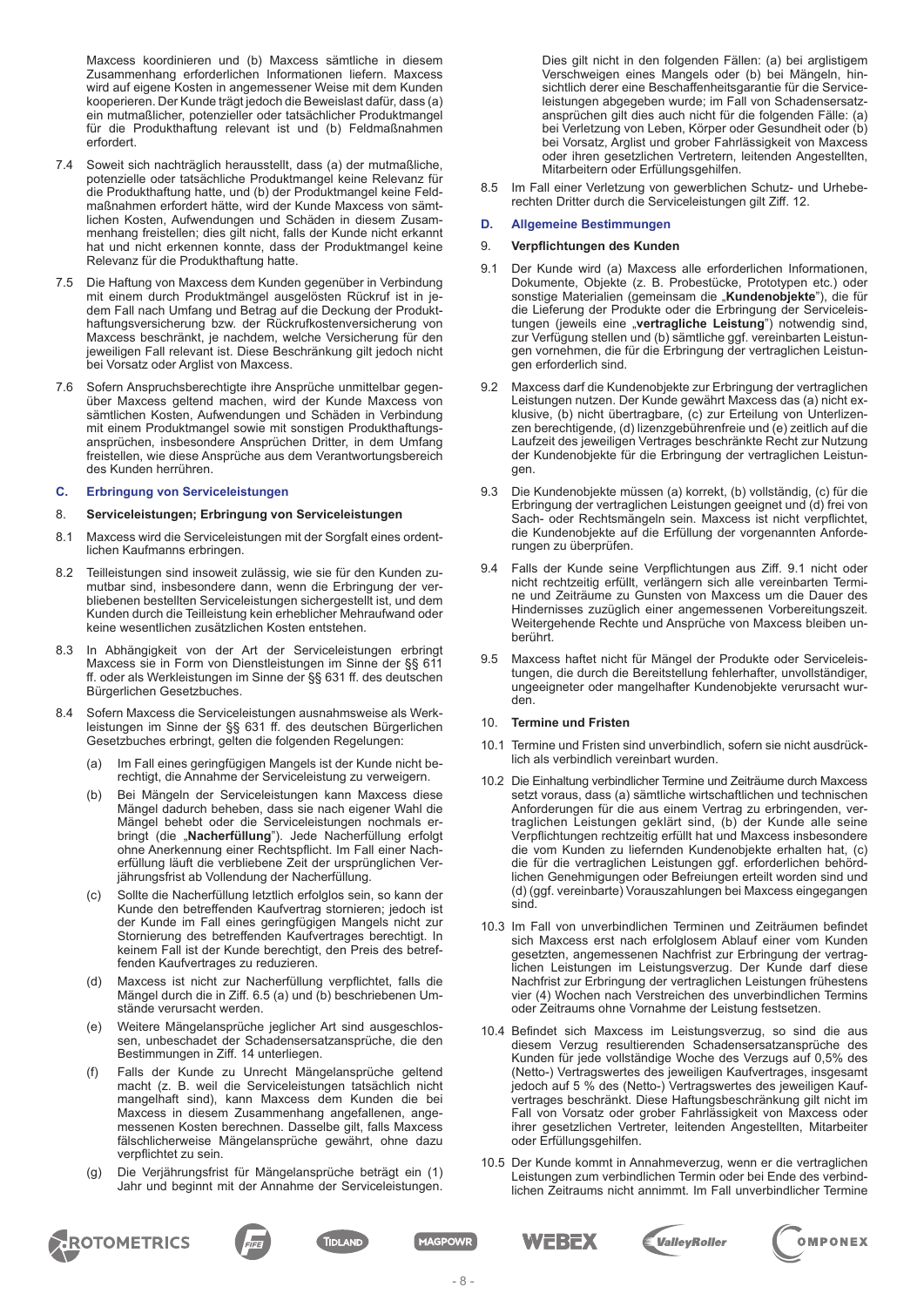Maxcess koordinieren und (b) Maxcess sämtliche in diesem Zusammenhang erforderlichen Informationen liefern. Maxcess wird auf eigene Kosten in angemessener Weise mit dem Kunden kooperieren. Der Kunde trägt jedoch die Beweislast dafür, dass (a) ein mutmaßlicher, potenzieller oder tatsächlicher Produktmangel für die Produkthaftung relevant ist und (b) Feldmaßnahmen erfordert.

7.4 Soweit sich nachträglich herausstellt, dass (a) der mutmaßliche, potenzielle oder tatsächliche Produktmangel keine Relevanz für die Produkthaftung hatte, und (b) der Produktmangel keine Feldmaßnahmen erfordert hätte, wird der Kunde Maxcess von sämtlichen Kosten, Aufwendungen und Schäden in diesem Zusammenhang freistellen; dies gilt nicht, falls der Kunde nicht erkannt hat und nicht erkennen konnte, dass der Produktmangel keine Relevanz für die Produkthaftung hatte.

7.5 Die Haftung von Maxcess dem Kunden gegenüber in Verbindung mit einem durch Produktmängel ausgelösten Rückruf ist in jedem Fall nach Umfang und Betrag auf die Deckung der Produkthaftungsversicherung bzw. der Rückrufkostenversicherung von Maxcess beschränkt, je nachdem, welche Versicherung für den jeweiligen Fall relevant ist. Diese Beschränkung gilt jedoch nicht bei Vorsatz oder Arglist von Maxcess.

7.6 Sofern Anspruchsberechtigte ihre Ansprüche unmittelbar gegenüber Maxcess geltend machen, wird der Kunde Maxcess von sämtlichen Kosten, Aufwendungen und Schäden in Verbindung mit einem Produktmangel sowie mit sonstigen Produkthaftungsansprüchen, insbesondere Ansprüchen Dritter, in dem Umfang freistellen, wie diese Ansprüche aus dem Verantwortungsbereich des Kunden herrühren.

## C. Erbringung von Serviceleistungen

### 8. Serviceleistungen; Erbringung von Serviceleistungen

8.1 Maxcess wird die Serviceleistungen mit der Sorgfalt eines ordentlichen Kaufmanns erbringen.

8.2 Teilleistungen sind insoweit zulässig, wie sie für den Kunden zumutbar sind, insbesondere dann, wenn die Erbringung der verbliebenen bestellten Serviceleistungen sichergestellt ist, und dem Kunden durch die Teilleistung kein erheblicher Mehraufwand oder keine wesentlichen zusätzlichen Kosten entstehen.

8.3 In Abhängigkeit von der Art der Serviceleistungen erbringt Maxcess sie in Form von Dienstleistungen im Sinne der §§ 611 ff. oder als Werkleistungen im Sinne der §§ 631 ff. des deutschen Bürgerlichen Gesetzbuches.

8.4 Sofern Maxcess die Serviceleistungen ausnahmsweise als Werkleistungen im Sinne der §§ 631 ff. des deutschen Bürgerlichen Gesetzbuches erbringt, gelten die folgenden Regelungen:

(a) Im Fall eines geringfügigen Mangels ist der Kunde nicht berechtigt, die Annahme der Serviceleistung zu verweigern.

(b) Bei Mängeln der Serviceleistungen kann Maxcess diese Mängel dadurch beheben, dass sie nach eigener Wahl die Mängel behebt oder die Serviceleistungen nochmals erbringt (die „**Nacherfüllung**"). Jede Nacherfüllung erfolgt ohne Anerkennung einer Rechtspflicht. Im Fall einer Nacherfüllung läuft die verbliebene Zeit der ursprünglichen Verjährungsfrist ab Vollendung der Nacherfüllung.

(c) Sollte die Nacherfüllung letztlich erfolglos sein, so kann der Kunde den betreffenden Kaufvertrag stornieren; jedoch ist der Kunde im Fall eines geringfügigen Mangels nicht zur Stornierung des betreffenden Kaufvertrages berechtigt. In keinem Fall ist der Kunde berechtigt, den Preis des betreffenden Kaufvertrages zu reduzieren.

(d) Maxcess ist nicht zur Nacherfüllung verpflichtet, falls die Mängel durch die in Ziff. 6.5 (a) und (b) beschriebenen Umstände verursacht werden.

(e) Weitere Mängelansprüche jeglicher Art sind ausgeschlossen, unbeschadet der Schadensersatzansprüche, die den Bestimmungen in Ziff. 14 unterliegen.

(f) Falls der Kunde zu Unrecht Mängelansprüche geltend macht (z. B. weil die Serviceleistungen tatsächlich nicht mangelhaft sind), kann Maxcess dem Kunden die bei Maxcess in diesem Zusammenhang angefallenen, angemessenen Kosten berechnen. Dasselbe gilt, falls Maxcess fälschlicherweise Mängelansprüche gewährt, ohne dazu verpflichtet zu sein.

(g) Die Verjährungsfrist für Mängelansprüche beträgt ein (1) Jahr und beginnt mit der Annahme der Serviceleistungen. Dies gilt nicht in den folgenden Fällen: (a) bei arglistigem Verschweigen eines Mangels oder (b) bei Mängeln, hinsichtlich derer eine Beschaffenheitsgarantie für die Serviceleistungen abgegeben wurde; im Fall von Schadensersatzansprüchen gilt dies auch nicht für die folgenden Fälle: (a) bei Verletzung von Leben, Körper oder Gesundheit oder (b) bei Vorsatz, Arglist und grober Fahrlässigkeit von Maxcess oder ihren gesetzlichen Vertretern, leitenden Angestellten, Mitarbeitern oder Erfüllungsgehilfen.

8.5 Im Fall einer Verletzung von gewerblichen Schutz- und Urheberechten Dritter durch die Serviceleistungen gilt Ziff. 12.

## D. Allgemeine Bestimmungen

### 9. Verpflichtungen des Kunden

9.1 Der Kunde wird (a) Maxcess alle erforderlichen Informationen, Dokumente, Objekte (z. B. Probestücke, Prototypen etc.) oder sonstige Materialien (gemeinsam die „**Kundenobjekte**"), die für die Lieferung der Produkte oder die Erbringung der Serviceleistungen (jeweils eine „**vertragliche Leistung**") notwendig sind, zur Verfügung stellen und (b) sämtliche ggf. vereinbarten Leistungen vornehmen, die für die Erbringung der vertraglichen Leistungen erforderlich sind.

9.2 Maxcess darf die Kundenobjekte zur Erbringung der vertraglichen Leistungen nutzen. Der Kunde gewährt Maxcess das (a) nicht exklusive, (b) nicht übertragbare, (c) zur Erteilung von Unterlizenzen berechtigende, (d) lizenzgebührenfreie und (e) zeitlich auf die Laufzeit des jeweiligen Vertrages beschränkte Recht zur Nutzung der Kundenobjekte für die Erbringung der vertraglichen Leistungen.

9.3 Die Kundenobjekte müssen (a) korrekt, (b) vollständig, (c) für die Erbringung der vertraglichen Leistungen geeignet und (d) frei von Sach- oder Rechtsmängeln sein. Maxcess ist nicht verpflichtet, die Kundenobjekte auf die Erfüllung der vorgenannten Anforderungen zu überprüfen.

9.4 Falls der Kunde seine Verpflichtungen aus Ziff. 9.1 nicht oder nicht rechtzeitig erfüllt, verlängern sich alle vereinbarten Termine und Zeiträume zu Gunsten von Maxcess um die Dauer des Hindernisses zuzüglich einer angemessenen Vorbereitungszeit. Weitergehende Rechte und Ansprüche von Maxcess bleiben unberührt.

9.5 Maxcess haftet nicht für Mängel der Produkte oder Serviceleistungen, die durch die Bereitstellung fehlerhafter, unvollständiger, ungeeigneter oder mangelhafter Kundenobjekte verursacht wurden.

### 10. Termine und Fristen

10.1 Termine und Fristen sind unverbindlich, sofern sie nicht ausdrücklich als verbindlich vereinbart wurden.

10.2 Die Einhaltung verbindlicher Termine und Zeiträume durch Maxcess setzt voraus, dass (a) sämtliche wirtschaftlichen und technischen Anforderungen für die aus einem Vertrag zu erbringenden, vertraglichen Leistungen geklärt sind, (b) der Kunde alle seine Verpflichtungen rechtzeitig erfüllt hat und Maxcess insbesondere die vom Kunden zu liefernden Kundenobjekte erhalten hat, (c) die für die vertraglichen Leistungen ggf. erforderlichen behördlichen Genehmigungen oder Befreiungen erteilt worden sind und (d) (ggf. vereinbarte) Vorauszahlungen bei Maxcess eingegangen sind.

10.3 Im Fall von unverbindlichen Terminen und Zeiträumen befindet sich Maxcess erst nach erfolglosem Ablauf einer vom Kunden gesetzten, angemessenen Nachfrist zur Erbringung der vertraglichen Leistungen im Leistungsverzug. Der Kunde darf diese Nachfrist zur Erbringung der vertraglichen Leistungen frühestens vier (4) Wochen nach Verstreichen des unverbindlichen Termins oder Zeitraums ohne Vornahme der Leistung festsetzen.

10.4 Befindet sich Maxcess im Leistungsverzug, so sind die aus diesem Verzug resultierenden Schadensersatzansprüche des Kunden für jede vollständige Woche des Verzugs auf 0,5% des (Netto-) Vertragswertes des jeweiligen Kaufvertrages, insgesamt jedoch auf 5 % des (Netto-) Vertragswertes des jeweiligen Kaufvertrages beschränkt. Diese Haftungsbeschränkung gilt nicht im Fall von Vorsatz oder grober Fahrlässigkeit von Maxcess oder ihrer gesetzlichen Vertreter, leitenden Angestellten, Mitarbeiter oder Erfüllungsgehilfen.

10.5 Der Kunde kommt in Annahmeverzug, wenn er die vertraglichen Leistungen zum verbindlichen Termin oder bei Ende des verbindlichen Zeitraums nicht annimmt. Im Fall unverbindlicher Termine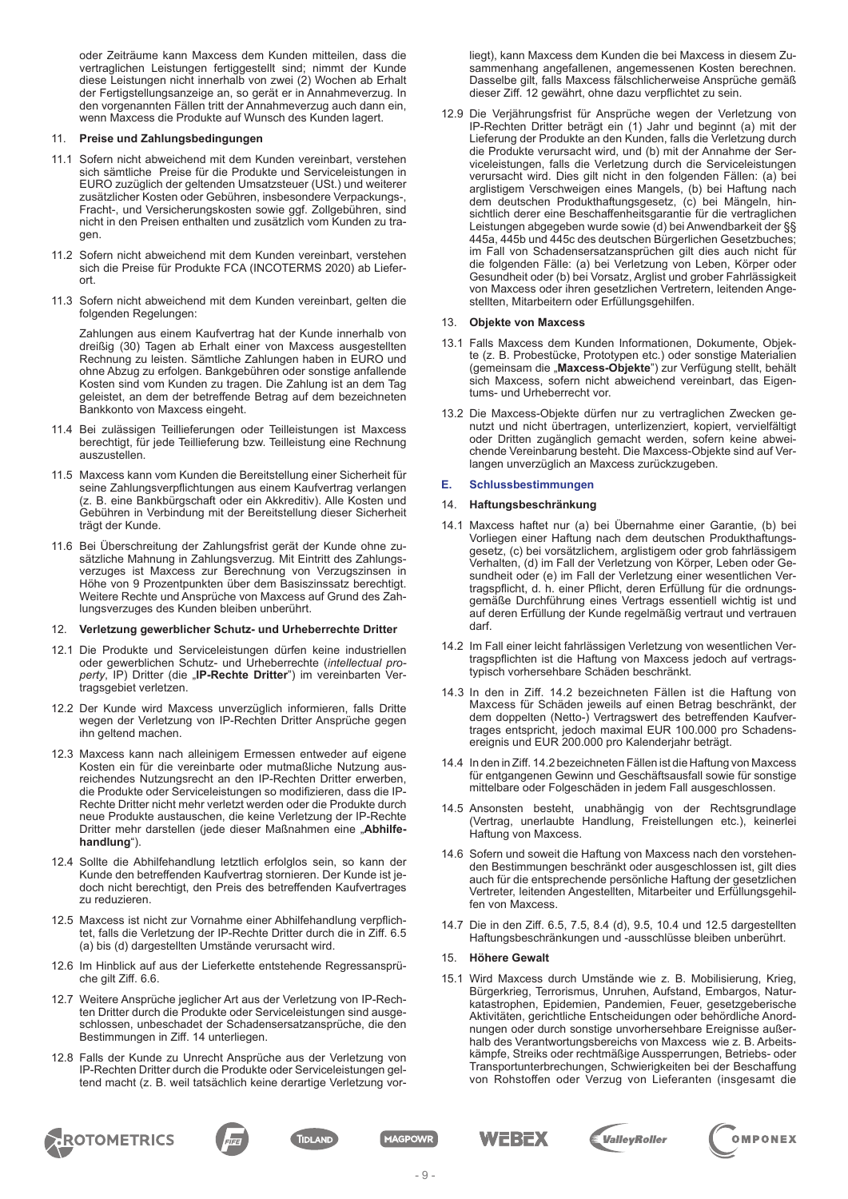oder Zeiträume kann Maxcess dem Kunden mitteilen, dass die vertraglichen Leistungen fertiggestellt sind; nimmt der Kunde diese Leistungen nicht innerhalb von zwei (2) Wochen ab Erhalt der Fertigstellungsanzeige an, so gerät er in Annahmeverzug. In den vorgenannten Fällen tritt der Annahmeverzug auch dann ein, wenn Maxcess die Produkte auf Wunsch des Kunden lagert.

### 11. Preise und Zahlungsbedingungen

11.1 Sofern nicht abweichend mit dem Kunden vereinbart, verstehen sich sämtliche Preise für die Produkte und Serviceleistungen in EURO zuzüglich der geltenden Umsatzsteuer (USt.) und weiterer zusätzlicher Kosten oder Gebühren, insbesondere Verpackungs-, Fracht-, und Versicherungskosten sowie ggf. Zollgebühren, sind nicht in den Preisen enthalten und zusätzlich vom Kunden zu tragen.

11.2 Sofern nicht abweichend mit dem Kunden vereinbart, verstehen sich die Preise für Produkte FCA (INCOTERMS 2020) ab Lieferort.

11.3 Sofern nicht abweichend mit dem Kunden vereinbart, gelten die folgenden Regelungen:

Zahlungen aus einem Kaufvertrag hat der Kunde innerhalb von dreißig (30) Tagen ab Erhalt einer von Maxcess ausgestellten Rechnung zu leisten. Sämtliche Zahlungen haben in EURO und ohne Abzug zu erfolgen. Bankgebühren oder sonstige anfallende Kosten sind vom Kunden zu tragen. Die Zahlung ist an dem Tag geleistet, an dem der betreffende Betrag auf dem bezeichneten Bankkonto von Maxcess eingeht.

11.4 Bei zulässigen Teillieferungen oder Teilleistungen ist Maxcess berechtigt, für jede Teillieferung bzw. Teilleistung eine Rechnung auszustellen.

11.5 Maxcess kann vom Kunden die Bereitstellung einer Sicherheit für seine Zahlungsverpflichtungen aus einem Kaufvertrag verlangen (z. B. eine Bankbürgschaft oder ein Akkreditiv). Alle Kosten und Gebühren in Verbindung mit der Bereitstellung dieser Sicherheit trägt der Kunde.

11.6 Bei Überschreitung der Zahlungsfrist gerät der Kunde ohne zusätzliche Mahnung in Zahlungsverzug. Mit Eintritt des Zahlungsverzuges ist Maxcess zur Berechnung von Verzugszinsen in Höhe von 9 Prozentpunkten über dem Basiszinssatz berechtigt. Weitere Rechte und Ansprüche von Maxcess auf Grund des Zahlungsverzuges des Kunden bleiben unberührt.

### 12. Verletzung gewerblicher Schutz- und Urheberrechte Dritter

12.1 Die Produkte und Serviceleistungen dürfen keine industriellen oder gewerblichen Schutz- und Urheberrechte (*intellectual property*, IP) Dritter (die „**IP-Rechte Dritter**") im vereinbarten Vertragsgebiet verletzen.

12.2 Der Kunde wird Maxcess unverzüglich informieren, falls Dritte wegen der Verletzung von IP-Rechten Dritter Ansprüche gegen ihn geltend machen.

12.3 Maxcess kann nach alleinigem Ermessen entweder auf eigene Kosten ein für die vereinbarte oder mutmaßliche Nutzung ausreichendes Nutzungsrecht an den IP-Rechten Dritter erwerben, die Produkte oder Serviceleistungen so modifizieren, dass die IP-Rechte Dritter nicht mehr verletzt werden oder die Produkte durch neue Produkte austauschen, die keine Verletzung der IP-Rechte Dritter mehr darstellen (jede dieser Maßnahmen eine „**Abhilfehandlung**").

12.4 Sollte die Abhilfehandlung letztlich erfolglos sein, so kann der Kunde den betreffenden Kaufvertrag stornieren. Der Kunde ist jedoch nicht berechtigt, den Preis des betreffenden Kaufvertrages zu reduzieren.

12.5 Maxcess ist nicht zur Vornahme einer Abhilfehandlung verpflichtet, falls die Verletzung der IP-Rechte Dritter durch die in Ziff. 6.5 (a) bis (d) dargestellten Umstände verursacht wird.

12.6 Im Hinblick auf aus der Lieferkette entstehende Regressansprüche gilt Ziff. 6.6.

12.7 Weitere Ansprüche jeglicher Art aus der Verletzung von IP-Rechten Dritter durch die Produkte oder Serviceleistungen sind ausgeschlossen, unbeschadet der Schadensersatzansprüche, die den Bestimmungen in Ziff. 14 unterliegen.

12.8 Falls der Kunde zu Unrecht Ansprüche aus der Verletzung von IP-Rechten Dritter durch die Produkte oder Serviceleistungen geltend macht (z. B. weil tatsächlich keine derartige Verletzung vorliegt), kann Maxcess dem Kunden die bei Maxcess in diesem Zusammenhang angefallenen, angemessenen Kosten berechnen. Dasselbe gilt, falls Maxcess fälschlicherweise Ansprüche gemäß dieser Ziff. 12 gewährt, ohne dazu verpflichtet zu sein.

12.9 Die Verjährungsfrist für Ansprüche wegen der Verletzung von IP-Rechten Dritter beträgt ein (1) Jahr und beginnt (a) mit der Lieferung der Produkte an den Kunden, falls die Verletzung durch die Produkte verursacht wird, und (b) mit der Annahme der Serviceleistungen, falls die Verletzung durch die Serviceleistungen verursacht wird. Dies gilt nicht in den folgenden Fällen: (a) bei arglistigem Verschweigen eines Mangels, (b) bei Haftung nach dem deutschen Produkthaftungsgesetz, (c) bei Mängeln, hinsichtlich derer eine Beschaffenheitsgarantie für die vertraglichen Leistungen abgegeben wurde sowie (d) bei Anwendbarkeit der §§ 445a, 445b und 445c des deutschen Bürgerlichen Gesetzbuches; im Fall von Schadensersatzansprüchen gilt dies auch nicht für die folgenden Fälle: (a) bei Verletzung von Leben, Körper oder Gesundheit oder (b) bei Vorsatz, Arglist und grober Fahrlässigkeit von Maxcess oder ihren gesetzlichen Vertretern, leitenden Angestellten, Mitarbeitern oder Erfüllungsgehilfen.

### 13. Objekte von Maxcess

13.1 Falls Maxcess dem Kunden Informationen, Dokumente, Objekte (z. B. Probestücke, Prototypen etc.) oder sonstige Materialien (gemeinsam die „**Maxcess-Objekte**") zur Verfügung stellt, behält sich Maxcess, sofern nicht abweichend vereinbart, das Eigentums- und Urheberrecht vor.

13.2 Die Maxcess-Objekte dürfen nur zu vertraglichen Zwecken genutzt und nicht übertragen, unterlizenziert, kopiert, vervielfältigt oder Dritten zugänglich gemacht werden, sofern keine abweichende Vereinbarung besteht. Die Maxcess-Objekte sind auf Verlangen unverzüglich an Maxcess zurückzugeben.

## E. Schlussbestimmungen

### 14. Haftungsbeschränkung

14.1 Maxcess haftet nur (a) bei Übernahme einer Garantie, (b) bei Vorliegen einer Haftung nach dem deutschen Produkthaftungsgesetz, (c) bei vorsätzlichem, arglistigem oder grob fahrlässigem Verhalten, (d) im Fall der Verletzung von Körper, Leben oder Gesundheit oder (e) im Fall der Verletzung einer wesentlichen Vertragspflicht, d. h. einer Pflicht, deren Erfüllung für die ordnungsgemäße Durchführung eines Vertrags essentiell wichtig ist und auf deren Erfüllung der Kunde regelmäßig vertraut und vertrauen darf.

14.2 Im Fall einer leicht fahrlässigen Verletzung von wesentlichen Vertragspflichten ist die Haftung von Maxcess jedoch auf vertragstypisch vorhersehbare Schäden beschränkt.

14.3 In den in Ziff. 14.2 bezeichneten Fällen ist die Haftung von Maxcess für Schäden jeweils auf einen Betrag beschränkt, der dem doppelten (Netto-) Vertragswert des betreffenden Kaufvertrages entspricht, jedoch maximal EUR 100.000 pro Schadensereignis und EUR 200.000 pro Kalenderjahr beträgt.

14.4 In den in Ziff. 14.2 bezeichneten Fällen ist die Haftung von Maxcess für entgangenen Gewinn und Geschäftsausfall sowie für sonstige mittelbare oder Folgeschäden in jedem Fall ausgeschlossen.

14.5 Ansonsten besteht, unabhängig von der Rechtsgrundlage (Vertrag, unerlaubte Handlung, Freistellungen etc.), keinerlei Haftung von Maxcess.

14.6 Sofern und soweit die Haftung von Maxcess nach den vorstehenden Bestimmungen beschränkt oder ausgeschlossen ist, gilt dies auch für die entsprechende persönliche Haftung der gesetzlichen Vertreter, leitenden Angestellten, Mitarbeiter und Erfüllungsgehilfen von Maxcess.

14.7 Die in den Ziff. 6.5, 7.5, 8.4 (d), 9.5, 10.4 und 12.5 dargestellten Haftungsbeschränkungen und -ausschlüsse bleiben unberührt.

### 15. Höhere Gewalt

15.1 Wird Maxcess durch Umstände wie z. B. Mobilisierung, Krieg, Bürgerkrieg, Terrorismus, Unruhen, Aufstand, Embargos, Naturkatastrophen, Epidemien, Pandemien, Feuer, gesetzgeberische Aktivitäten, gerichtliche Entscheidungen oder behördliche Anordnungen oder durch sonstige unvorhersehbare Ereignisse außerhalb des Verantwortungsbereichs von Maxcess wie z. B. Arbeitskämpfe, Streiks oder rechtmäßige Aussperrungen, Betriebs- oder Transportunterbrechungen, Schwierigkeiten bei der Beschaffung von Rohstoffen oder Verzug von Lieferanten (insgesamt die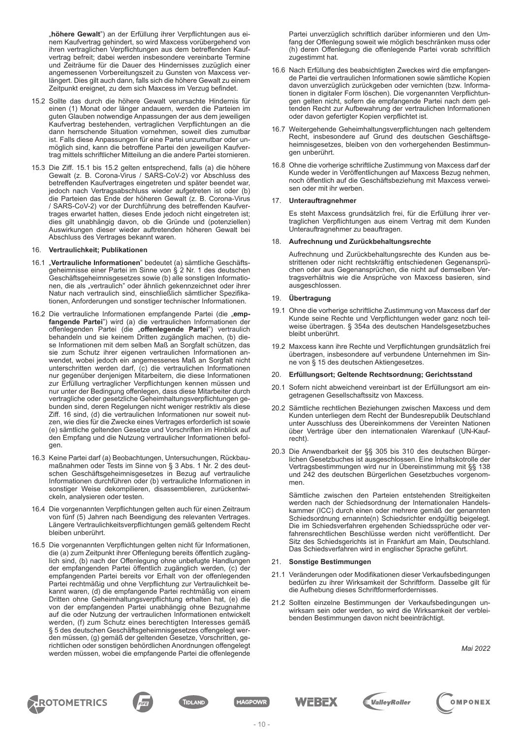„**höhere Gewalt**") an der Erfüllung ihrer Verpflichtungen aus einem Kaufvertrag gehindert, so wird Maxcess vorübergehend von ihren vertraglichen Verpflichtungen aus dem betreffenden Kaufvertrag befreit; dabei werden insbesondere vereinbarte Termine und Zeiträume für die Dauer des Hindernisses zuzüglich einer angemessenen Vorbereitungszeit zu Gunsten von Maxcess verlängert. Dies gilt auch dann, falls sich die höhere Gewalt zu einem Zeitpunkt ereignet, zu dem sich Maxcess im Verzug befindet.

15.2 Sollte das durch die höhere Gewalt verursachte Hindernis für einen (1) Monat oder länger andauern, werden die Parteien im guten Glauben notwendige Anpassungen der aus dem jeweiligen Kaufvertrag bestehenden, vertraglichen Verpflichtungen an die dann herrschende Situation vornehmen, soweit dies zumutbar ist. Falls diese Anpassungen für eine Partei unzumutbar oder unmöglich sind, kann die betroffene Partei den jeweiligen Kaufvertrag mittels schriftlicher Mitteilung an die andere Partei stornieren.

15.3 Die Ziff. 15.1 bis 15.2 gelten entsprechend, falls (a) die höhere Gewalt (z. B. Corona-Virus / SARS-CoV-2) vor Abschluss des betreffenden Kaufvertrages eingetreten und später beendet war, jedoch nach Vertragsabschluss wieder aufgetreten ist oder (b) die Parteien das Ende der höheren Gewalt (z. B. Corona-Virus / SARS-CoV-2) vor der Durchführung des betreffenden Kaufvertrages erwartet hatten, dieses Ende jedoch nicht eingetreten ist; dies gilt unabhängig davon, ob die Gründe und (potenziellen) Auswirkungen dieser wieder auftretenden höheren Gewalt bei Abschluss des Vertrages bekannt waren.

## 16. Vertraulichkeit; Publikationen

16.1 „**Vertrauliche Informationen**" bedeutet (a) sämtliche Geschäftsgeheimnisse einer Partei im Sinne von § 2 Nr. 1 des deutschen Geschäftsgeheimnisgesetzes sowie (b) alle sonstigen Informationen, die als „vertraulich" oder ähnlich gekennzeichnet oder ihrer Natur nach vertraulich sind, einschließlich sämtlicher Spezifikationen, Anforderungen und sonstiger technischer Informationen.

16.2 Die vertrauliche Informationen empfangende Partei (die „**empfangende Partei**") wird (a) die vertraulichen Informationen der offenlegenden Partei (die „**offenlegende Partei**") vertraulich behandeln und sie keinem Dritten zugänglich machen, (b) diese Informationen mit dem selben Maß an Sorgfalt schützen, das sie zum Schutz ihrer eigenen vertraulichen Informationen anwendet, wobei jedoch ein angemessenes Maß an Sorgfalt nicht unterschritten werden darf, (c) die vertraulichen Informationen nur gegenüber denjenigen Mitarbeitern, die diese Informationen zur Erfüllung vertraglicher Verpflichtungen kennen müssen und nur unter der Bedingung offenlegen, dass diese Mitarbeiter durch vertragliche oder gesetzliche Geheimhaltungsverpflichtungen gebunden sind, deren Regelungen nicht weniger restriktiv als diese Ziff. 16 sind, (d) die vertraulichen Informationen nur soweit nutzen, wie dies für die Zwecke eines Vertrages erforderlich ist sowie (e) sämtliche geltenden Gesetze und Vorschriften im Hinblick auf den Empfang und die Nutzung vertraulicher Informationen befolgen.

16.3 Keine Partei darf (a) Beobachtungen, Untersuchungen, Rückbaumaßnahmen oder Tests im Sinne von § 3 Abs. 1 Nr. 2 des deutschen Geschäftsgeheimnisgesetzes in Bezug auf vertrauliche Informationen durchführen oder (b) vertrauliche Informationen in sonstiger Weise dekompilieren, disassemblieren, zurückentwickeln, analysieren oder testen.

16.4 Die vorgenannten Verpflichtungen gelten auch für einen Zeitraum von fünf (5) Jahren nach Beendigung des relevanten Vertrages. Längere Vertraulichkeitsverpflichtungen gemäß geltendem Recht bleiben unberührt.

16.5 Die vorgenannten Verpflichtungen gelten nicht für Informationen, die (a) zum Zeitpunkt ihrer Offenlegung bereits öffentlich zugänglich sind, (b) nach der Offenlegung ohne unbefugte Handlungen der empfangenden Partei öffentlich zugänglich werden, (c) der empfangenden Partei bereits vor Erhalt von der offenlegenden Partei rechtmäßig und ohne Verpflichtung zur Vertraulichkeit bekannt waren, (d) die empfangende Partei rechtmäßig von einem Dritten ohne Geheimhaltungsverpflichtung erhalten hat, (e) die von der empfangenden Partei unabhängig ohne Bezugnahme auf die oder Nutzung der vertraulichen Informationen entwickelt werden, (f) zum Schutz eines berechtigten Interesses gemäß § 5 des deutschen Geschäftsgeheimnisgesetzes offengelegt werden müssen, (g) gemäß der geltenden Gesetze, Vorschriften, gerichtlichen oder sonstigen behördlichen Anordnungen offengelegt werden müssen, wobei die empfangende Partei die offenlegende Partei unverzüglich schriftlich darüber informieren und den Umfang der Offenlegung soweit wie möglich beschränken muss oder (h) deren Offenlegung die offenlegende Partei vorab schriftlich zugestimmt hat.

16.6 Nach Erfüllung des beabsichtigten Zweckes wird die empfangende Partei die vertraulichen Informationen sowie sämtliche Kopien davon unverzüglich zurückgeben oder vernichten (bzw. Informationen in digitaler Form löschen). Die vorgenannten Verpflichtungen gelten nicht, sofern die empfangende Partei nach dem geltenden Recht zur Aufbewahrung der vertraulichen Informationen oder davon gefertigter Kopien verpflichtet ist.

16.7 Weitergehende Geheimhaltungsverpflichtungen nach geltendem Recht, insbesondere auf Grund des deutschen Geschäftsgeheimnisgesetzes, bleiben von den vorhergehenden Bestimmungen unberührt.

16.8 Ohne die vorherige schriftliche Zustimmung von Maxcess darf der Kunde weder in Veröffentlichungen auf Maxcess Bezug nehmen, noch öffentlich auf die Geschäftsbeziehung mit Maxcess verweisen oder mit ihr werben.

## 17. Unterauftragnehmer

Es steht Maxcess grundsätzlich frei, für die Erfüllung ihrer vertraglichen Verpflichtungen aus einem Vertrag mit dem Kunden Unterauftragnehmer zu beauftragen.

## 18. Aufrechnung und Zurückbehaltungsrechte

Aufrechnung und Zurückbehaltungsrechte des Kunden aus bestrittenen oder nicht rechtskräftig entschiedenen Gegenansprüchen oder aus Gegenansprüchen, die nicht auf demselben Vertragsverhältnis wie die Ansprüche von Maxcess basieren, sind ausgeschlossen.

## 19. Übertragung

19.1 Ohne die vorherige schriftliche Zustimmung von Maxcess darf der Kunde seine Rechte und Verpflichtungen weder ganz noch teilweise übertragen. § 354a des deutschen Handelsgesetzbuches bleibt unberührt.

19.2 Maxcess kann ihre Rechte und Verpflichtungen grundsätzlich frei übertragen, insbesondere auf verbundene Unternehmen im Sinne von § 15 des deutschen Aktiengesetzes.

## 20. Erfüllungsort; Geltende Rechtsordnung; Gerichtsstand

20.1 Sofern nicht abweichend vereinbart ist der Erfüllungsort am eingetragenen Gesellschaftssitz von Maxcess.

20.2 Sämtliche rechtlichen Beziehungen zwischen Maxcess und dem Kunden unterliegen dem Recht der Bundesrepublik Deutschland unter Ausschluss des Übereinkommens der Vereinten Nationen über Verträge über den internationalen Warenkauf (UN-Kaufrecht).

20.3 Die Anwendbarkeit der §§ 305 bis 310 des deutschen Bürgerlichen Gesetzbuches ist ausgeschlossen. Eine Inhaltskotrolle der Vertragsbestimmungen wird nur in Übereinstimmung mit §§ 138 und 242 des deutschen Bürgerlichen Gesetzbuches vorgenommen.

Sämtliche zwischen den Parteien entstehenden Streitigkeiten werden nach der Schiedsordnung der Internationalen Handelskammer (ICC) durch einen oder mehrere gemäß der genannten Schiedsordnung ernannte(n) Schiedsrichter endgültig beigelegt. Die im Schiedsverfahren ergehenden Schiedssprüche oder verfahrensrechtlichen Beschlüsse werden nicht veröffentlicht. Der Sitz des Schiedsgerichts ist in Frankfurt am Main, Deutschland. Das Schiedsverfahren wird in englischer Sprache geführt.

## 21. Sonstige Bestimmungen

21.1 Veränderungen oder Modifikationen dieser Verkaufsbedingungen bedürfen zu ihrer Wirksamkeit der Schriftform. Dasselbe gilt für die Aufhebung dieses Schriftformerfordernisses.

21.2 Sollten einzelne Bestimmungen der Verkaufsbedingungen unwirksam sein oder werden, so wird die Wirksamkeit der verbleibenden Bestimmungen davon nicht beeinträchtigt.

*Mai 2022*

ROTOMETRICS FIFE TIDLAND MAGPOWR WEBEX ValleyRoller COMPONEX